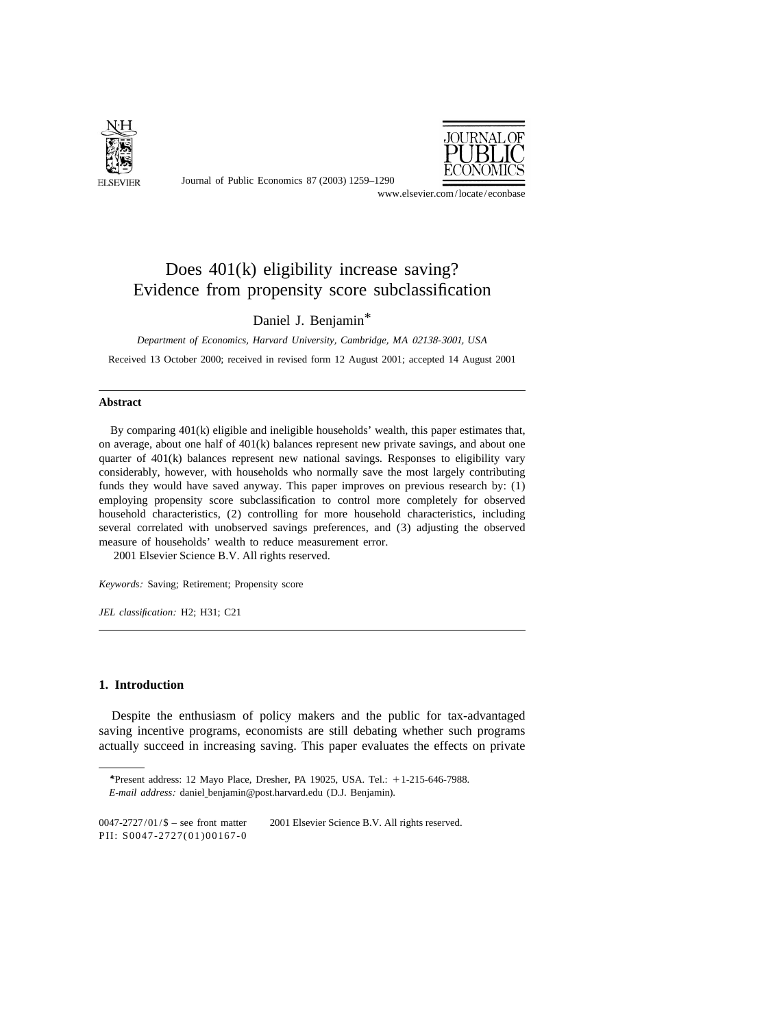# Does 401(k) eligibility increase saving? Evidence from propensity score subclassification

Daniel J. Benjamin*

*Department of Economics, Harvard University, Cambridge, MA 02138-3001, USA*

Received 13 October 2000; received in revised form 12 August 2001; accepted 14 August 2001

## Abstract

By comparing 401(k) eligible and ineligible households' wealth, this paper estimates that, on average, about one half of 401(k) balances represent new private savings, and about one quarter of 401(k) balances represent new national savings. Responses to eligibility vary considerably, however, with households who normally save the most largely contributing funds they would have saved anyway. This paper improves on previous research by: (1) employing propensity score subclassification to control more completely for observed household characteristics, (2) controlling for more household characteristics, including several correlated with unobserved savings preferences, and (3) adjusting the observed measure of households' wealth to reduce measurement error.

2001 Elsevier Science B.V. All rights reserved.

*Keywords:* Saving; Retirement; Propensity score

*JEL classification:* H2; H31; C21

## 1. Introduction

Despite the enthusiasm of policy makers and the public for tax-advantaged saving incentive programs, economists are still debating whether such programs actually succeed in increasing saving. This paper evaluates the effects on private

---

*Present address: 12 Mayo Place, Dresher, PA 19025, USA. Tel.: +1-215-646-7988.
*E-mail address:* daniel_benjamin@post.harvard.edu (D.J. Benjamin).

0047-2727/01/$ – see front matter 2001 Elsevier Science B.V. All rights reserved.
PII: S0047-2727(01)00167-0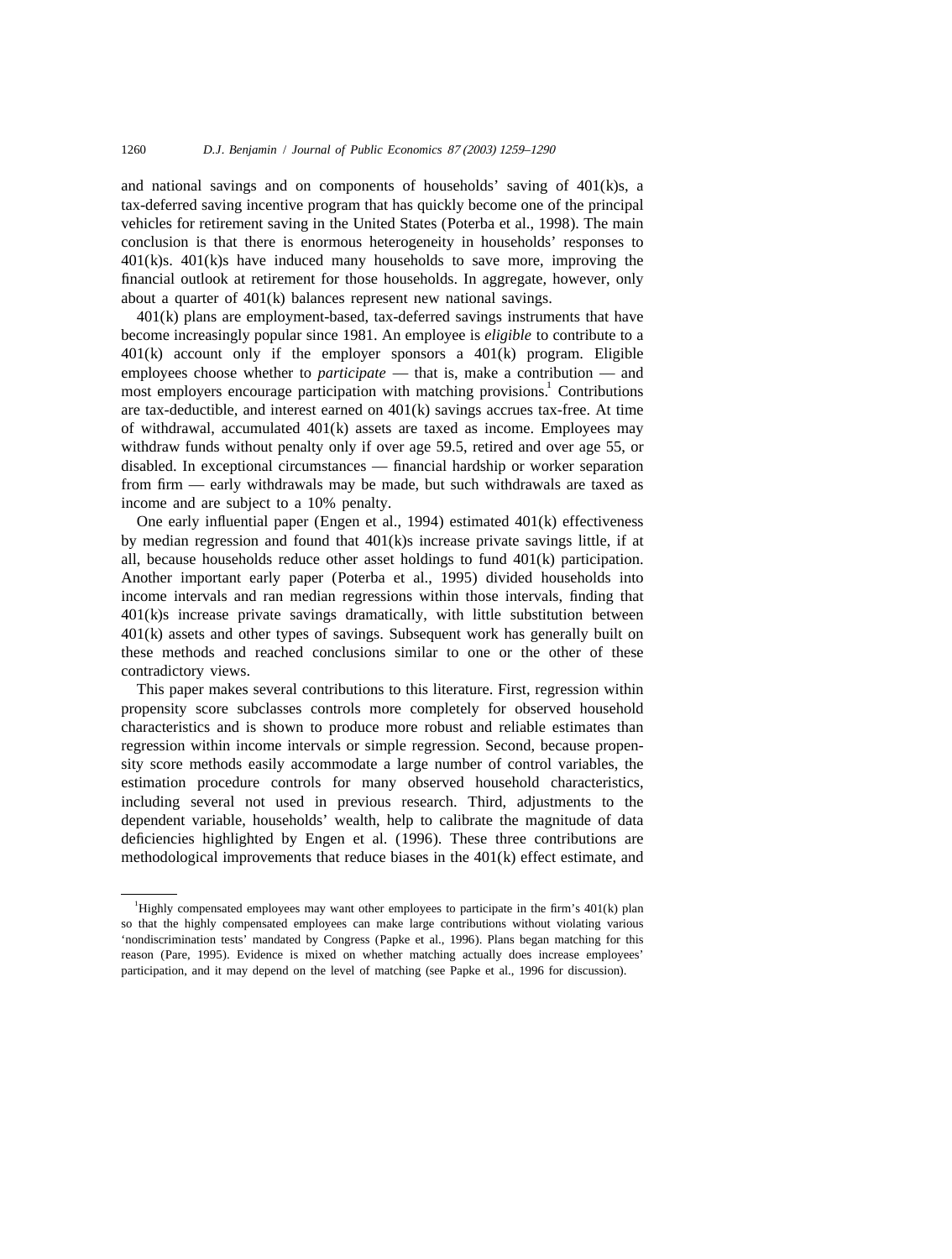and national savings and on components of households' saving of 401(k)s, a tax-deferred saving incentive program that has quickly become one of the principal vehicles for retirement saving in the United States (Poterba et al., 1998). The main conclusion is that there is enormous heterogeneity in households' responses to 401(k)s. 401(k)s have induced many households to save more, improving the financial outlook at retirement for those households. In aggregate, however, only about a quarter of 401(k) balances represent new national savings.

401(k) plans are employment-based, tax-deferred savings instruments that have become increasingly popular since 1981. An employee is *eligible* to contribute to a 401(k) account only if the employer sponsors a 401(k) program. Eligible employees choose whether to *participate* — that is, make a contribution — and most employers encourage participation with matching provisions.[1] Contributions are tax-deductible, and interest earned on 401(k) savings accrues tax-free. At time of withdrawal, accumulated 401(k) assets are taxed as income. Employees may withdraw funds without penalty only if over age 59.5, retired and over age 55, or disabled. In exceptional circumstances — financial hardship or worker separation from firm — early withdrawals may be made, but such withdrawals are taxed as income and are subject to a 10% penalty.

One early influential paper (Engen et al., 1994) estimated 401(k) effectiveness by median regression and found that 401(k)s increase private savings little, if at all, because households reduce other asset holdings to fund 401(k) participation. Another important early paper (Poterba et al., 1995) divided households into income intervals and ran median regressions within those intervals, finding that 401(k)s increase private savings dramatically, with little substitution between 401(k) assets and other types of savings. Subsequent work has generally built on these methods and reached conclusions similar to one or the other of these contradictory views.

This paper makes several contributions to this literature. First, regression within propensity score subclasses controls more completely for observed household characteristics and is shown to produce more robust and reliable estimates than regression within income intervals or simple regression. Second, because propensity score methods easily accommodate a large number of control variables, the estimation procedure controls for many observed household characteristics, including several not used in previous research. Third, adjustments to the dependent variable, households' wealth, help to calibrate the magnitude of data deficiencies highlighted by Engen et al. (1996). These three contributions are methodological improvements that reduce biases in the 401(k) effect estimate, and

---

[1] Highly compensated employees may want other employees to participate in the firm's 401(k) plan so that the highly compensated employees can make large contributions without violating various 'nondiscrimination tests' mandated by Congress (Papke et al., 1996). Plans began matching for this reason (Pare, 1995). Evidence is mixed on whether matching actually does increase employees' participation, and it may depend on the level of matching (see Papke et al., 1996 for discussion).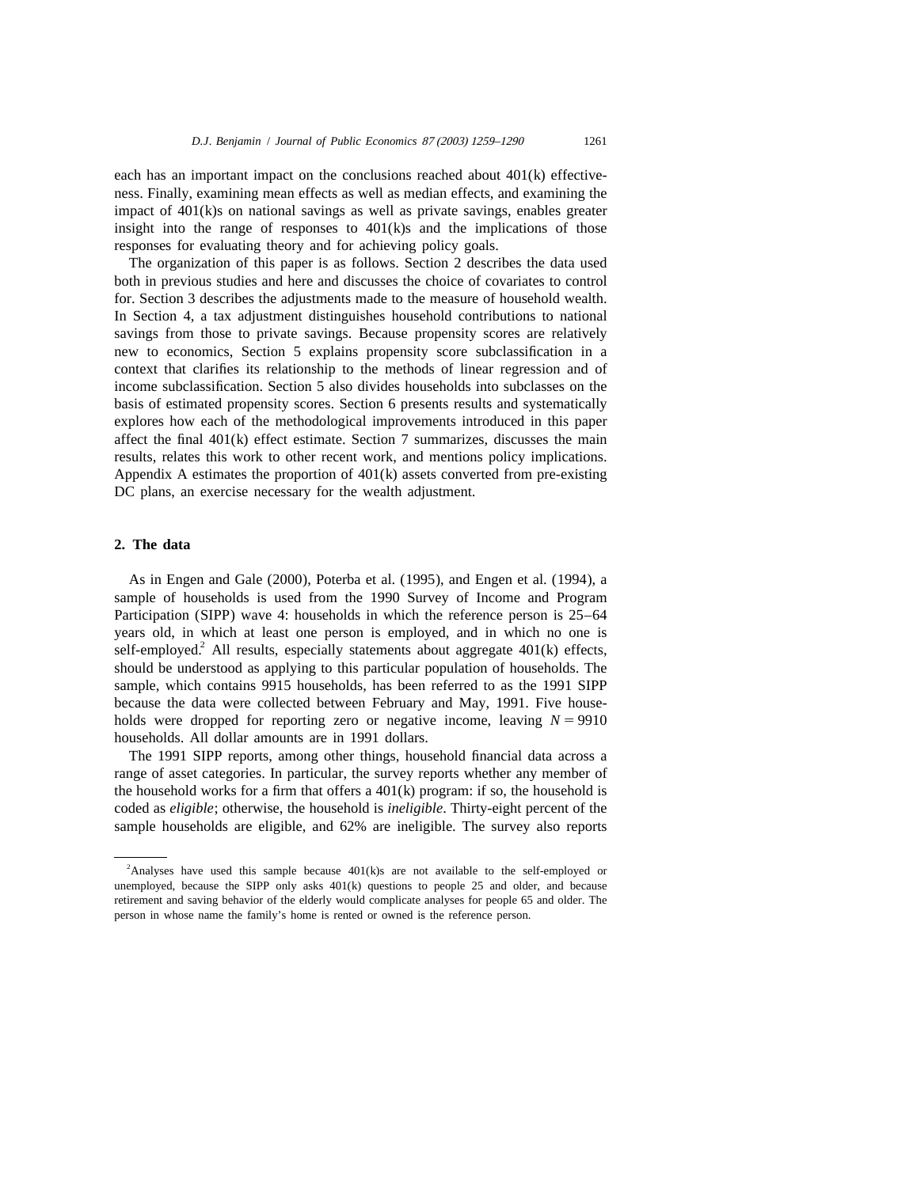each has an important impact on the conclusions reached about 401(k) effectiveness. Finally, examining mean effects as well as median effects, and examining the impact of 401(k)s on national savings as well as private savings, enables greater insight into the range of responses to 401(k)s and the implications of those responses for evaluating theory and for achieving policy goals.

The organization of this paper is as follows. Section 2 describes the data used both in previous studies and here and discusses the choice of covariates to control for. Section 3 describes the adjustments made to the measure of household wealth. In Section 4, a tax adjustment distinguishes household contributions to national savings from those to private savings. Because propensity scores are relatively new to economics, Section 5 explains propensity score subclassification in a context that clarifies its relationship to the methods of linear regression and of income subclassification. Section 5 also divides households into subclasses on the basis of estimated propensity scores. Section 6 presents results and systematically explores how each of the methodological improvements introduced in this paper affect the final 401(k) effect estimate. Section 7 summarizes, discusses the main results, relates this work to other recent work, and mentions policy implications. Appendix A estimates the proportion of 401(k) assets converted from pre-existing DC plans, an exercise necessary for the wealth adjustment.

## 2. The data

As in Engen and Gale (2000), Poterba et al. (1995), and Engen et al. (1994), a sample of households is used from the 1990 Survey of Income and Program Participation (SIPP) wave 4: households in which the reference person is 25–64 years old, in which at least one person is employed, and in which no one is self-employed.[2] All results, especially statements about aggregate 401(k) effects, should be understood as applying to this particular population of households. The sample, which contains 9915 households, has been referred to as the 1991 SIPP because the data were collected between February and May, 1991. Five households were dropped for reporting zero or negative income, leaving $N = 9910$ households. All dollar amounts are in 1991 dollars.

The 1991 SIPP reports, among other things, household financial data across a range of asset categories. In particular, the survey reports whether any member of the household works for a firm that offers a 401(k) program: if so, the household is coded as *eligible*; otherwise, the household is *ineligible*. Thirty-eight percent of the sample households are eligible, and 62% are ineligible. The survey also reports

---

[2] Analyses have used this sample because 401(k)s are not available to the self-employed or unemployed, because the SIPP only asks 401(k) questions to people 25 and older, and because retirement and saving behavior of the elderly would complicate analyses for people 65 and older. The person in whose name the family's home is rented or owned is the reference person.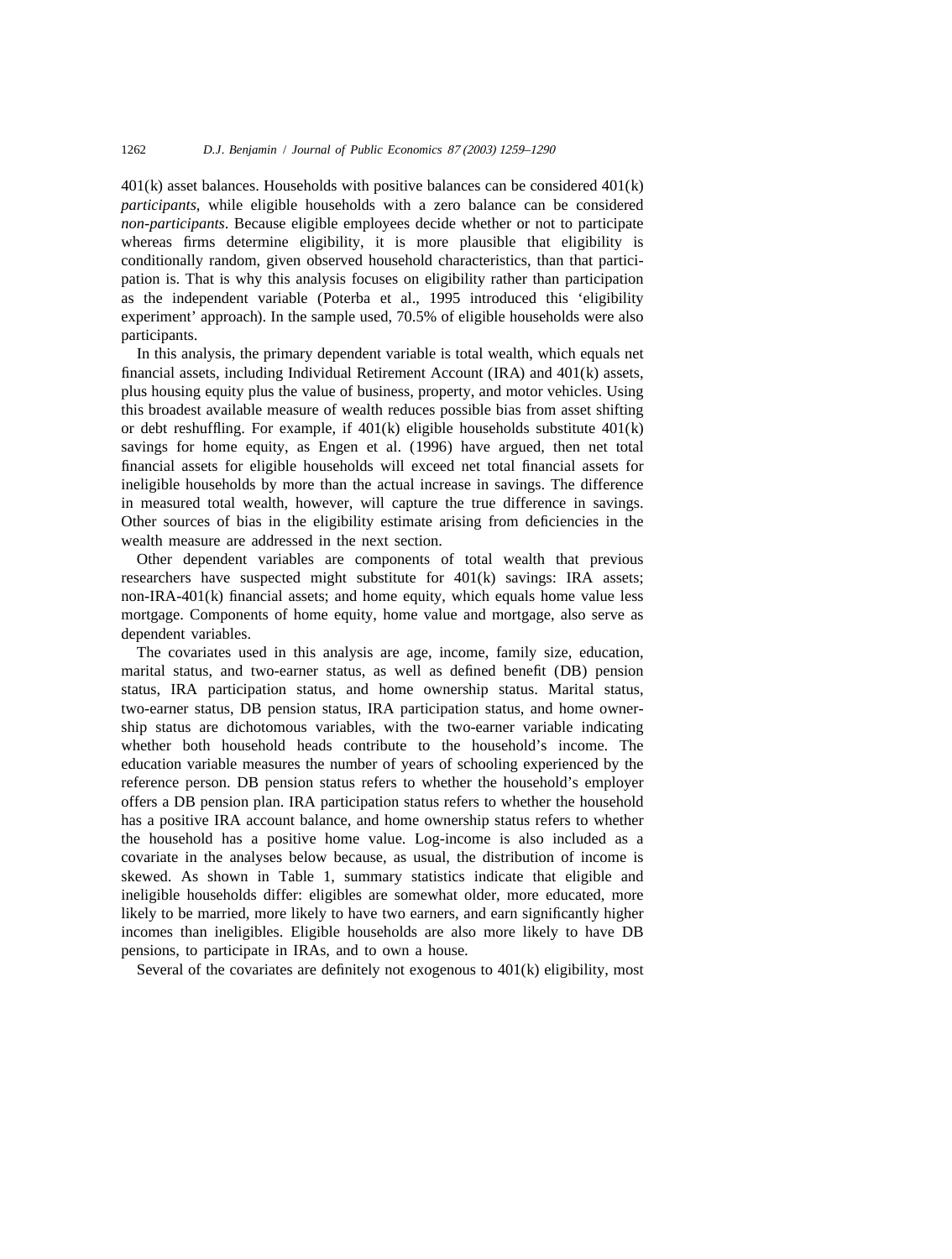401(k) asset balances. Households with positive balances can be considered 401(k) *participants*, while eligible households with a zero balance can be considered *non-participants*. Because eligible employees decide whether or not to participate whereas firms determine eligibility, it is more plausible that eligibility is conditionally random, given observed household characteristics, than that participation is. That is why this analysis focuses on eligibility rather than participation as the independent variable (Poterba et al., 1995 introduced this 'eligibility experiment' approach). In the sample used, 70.5% of eligible households were also participants.

In this analysis, the primary dependent variable is total wealth, which equals net financial assets, including Individual Retirement Account (IRA) and 401(k) assets, plus housing equity plus the value of business, property, and motor vehicles. Using this broadest available measure of wealth reduces possible bias from asset shifting or debt reshuffling. For example, if 401(k) eligible households substitute 401(k) savings for home equity, as Engen et al. (1996) have argued, then net total financial assets for eligible households will exceed net total financial assets for ineligible households by more than the actual increase in savings. The difference in measured total wealth, however, will capture the true difference in savings. Other sources of bias in the eligibility estimate arising from deficiencies in the wealth measure are addressed in the next section.

Other dependent variables are components of total wealth that previous researchers have suspected might substitute for 401(k) savings: IRA assets; non-IRA-401(k) financial assets; and home equity, which equals home value less mortgage. Components of home equity, home value and mortgage, also serve as dependent variables.

The covariates used in this analysis are age, income, family size, education, marital status, and two-earner status, as well as defined benefit (DB) pension status, IRA participation status, and home ownership status. Marital status, two-earner status, DB pension status, IRA participation status, and home ownership status are dichotomous variables, with the two-earner variable indicating whether both household heads contribute to the household's income. The education variable measures the number of years of schooling experienced by the reference person. DB pension status refers to whether the household's employer offers a DB pension plan. IRA participation status refers to whether the household has a positive IRA account balance, and home ownership status refers to whether the household has a positive home value. Log-income is also included as a covariate in the analyses below because, as usual, the distribution of income is skewed. As shown in Table 1, summary statistics indicate that eligible and ineligible households differ: eligibles are somewhat older, more educated, more likely to be married, more likely to have two earners, and earn significantly higher incomes than ineligibles. Eligible households are also more likely to have DB pensions, to participate in IRAs, and to own a house.

Several of the covariates are definitely not exogenous to 401(k) eligibility, most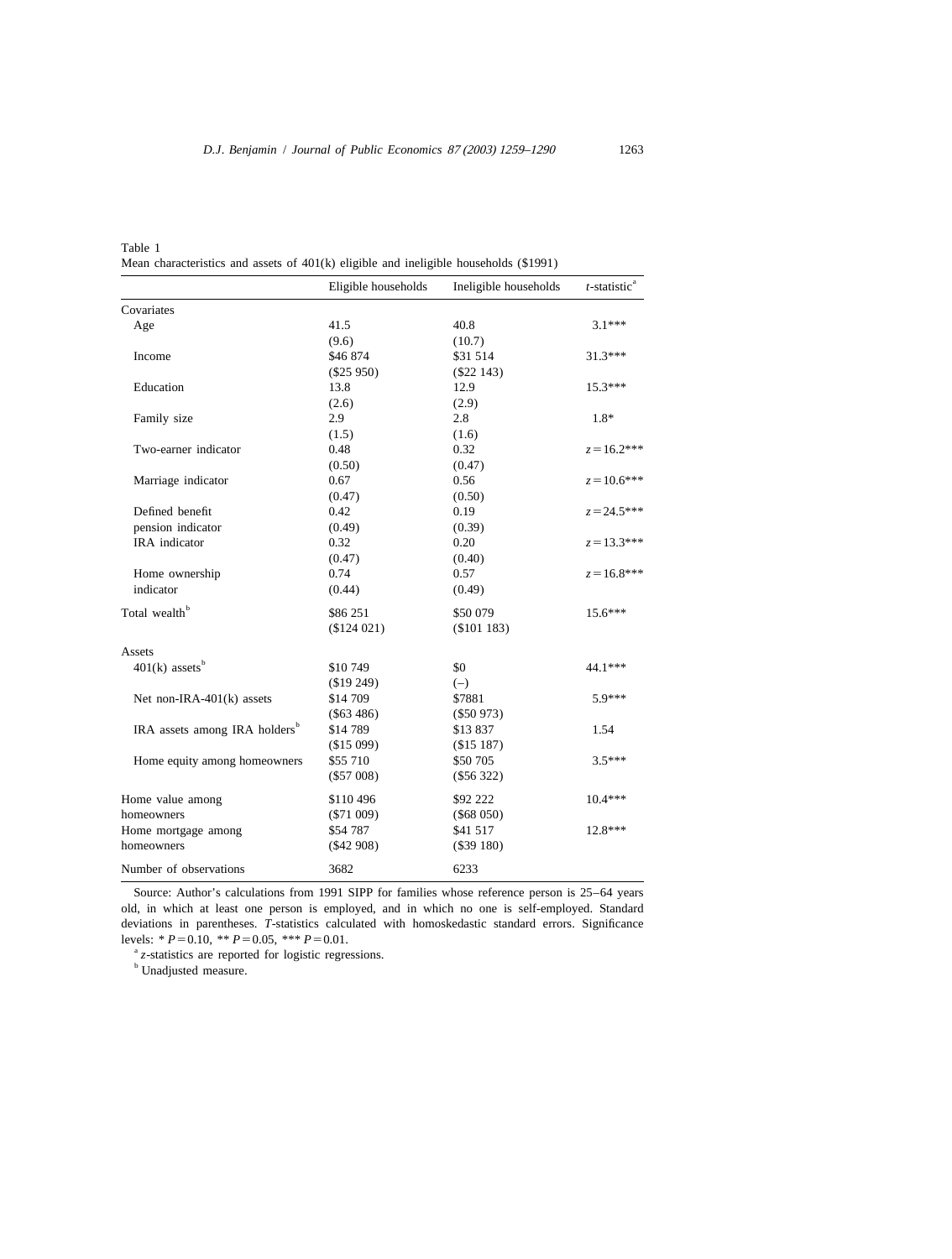Table 1
Mean characteristics and assets of 401(k) eligible and ineligible households ($1991)

| | Eligible households | Ineligible households | *t*-statistic[a] |
|---|---|---|---|
| Covariates | | | |
| Age | 41.5 | 40.8 | 3.1*** |
| | (9.6) | (10.7) | |
| Income | $46 874 | $31 514 | 31.3*** |
| | ($25 950) | ($22 143) | |
| Education | 13.8 | 12.9 | 15.3*** |
| | (2.6) | (2.9) | |
| Family size | 2.9 | 2.8 | 1.8* |
| | (1.5) | (1.6) | |
| Two-earner indicator | 0.48 | 0.32 | $z=16.2$*** |
| | (0.50) | (0.47) | |
| Marriage indicator | 0.67 | 0.56 | $z=10.6$*** |
| | (0.47) | (0.50) | |
| Defined benefit pension indicator | 0.42 | 0.19 | $z=24.5$*** |
| | (0.49) | (0.39) | |
| IRA indicator | 0.32 | 0.20 | $z=13.3$*** |
| | (0.47) | (0.40) | |
| Home ownership indicator | 0.74 | 0.57 | $z=16.8$*** |
| | (0.44) | (0.49) | |
| Total wealth[b] | $86 251 | $50 079 | 15.6*** |
| | ($124 021) | ($101 183) | |
| Assets | | | |
| 401(k) assets[b] | $10 749 | $0 | 44.1*** |
| | ($19 249) | (–) | |
| Net non-IRA-401(k) assets | $14 709 | $7881 | 5.9*** |
| | ($63 486) | ($50 973) | |
| IRA assets among IRA holders[b] | $14 789 | $13 837 | 1.54 |
| | ($15 099) | ($15 187) | |
| Home equity among homeowners | $55 710 | $50 705 | 3.5*** |
| | ($57 008) | ($56 322) | |
| Home value among homeowners | $110 496 | $92 222 | 10.4*** |
| | ($71 009) | ($68 050) | |
| Home mortgage among homeowners | $54 787 | $41 517 | 12.8*** |
| | ($42 908) | ($39 180) | |
| Number of observations | 3682 | 6233 | |

Source: Author's calculations from 1991 SIPP for families whose reference person is 25–64 years old, in which at least one person is employed, and in which no one is self-employed. Standard deviations in parentheses. *T*-statistics calculated with homoskedastic standard errors. Significance levels: * $P=0.10$, ** $P=0.05$, *** $P=0.01$.

[a] *z*-statistics are reported for logistic regressions.

[b] Unadjusted measure.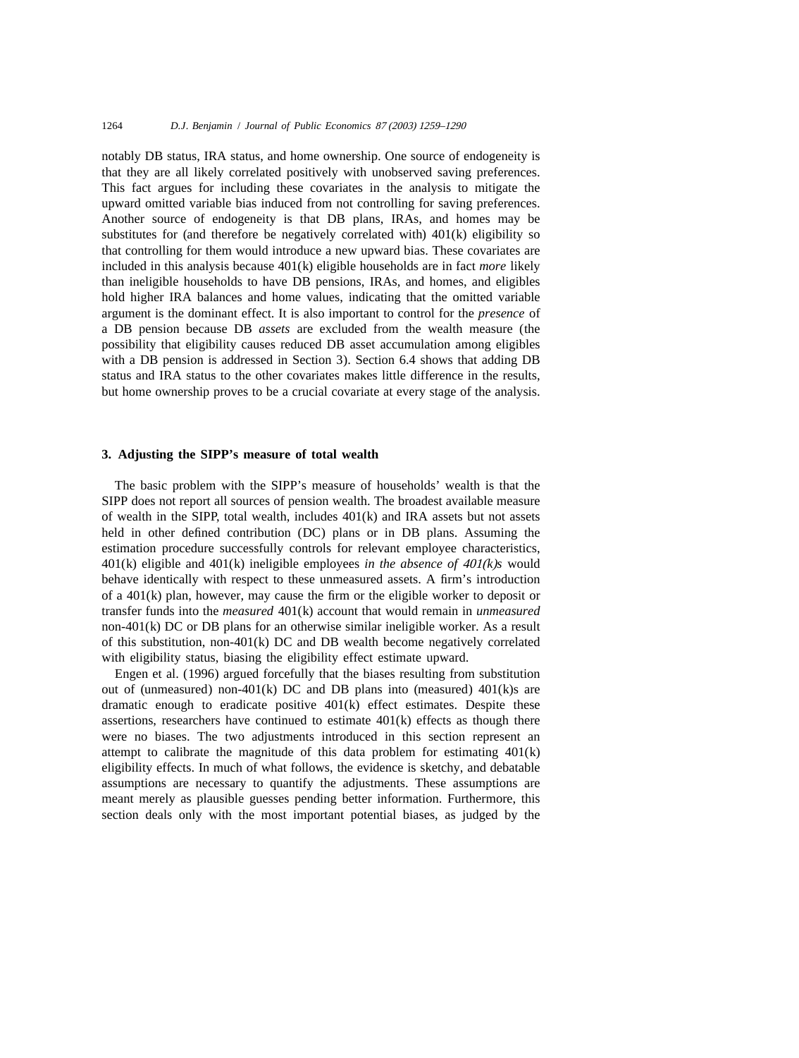notably DB status, IRA status, and home ownership. One source of endogeneity is that they are all likely correlated positively with unobserved saving preferences. This fact argues for including these covariates in the analysis to mitigate the upward omitted variable bias induced from not controlling for saving preferences. Another source of endogeneity is that DB plans, IRAs, and homes may be substitutes for (and therefore be negatively correlated with) 401(k) eligibility so that controlling for them would introduce a new upward bias. These covariates are included in this analysis because 401(k) eligible households are in fact *more* likely than ineligible households to have DB pensions, IRAs, and homes, and eligibles hold higher IRA balances and home values, indicating that the omitted variable argument is the dominant effect. It is also important to control for the *presence* of a DB pension because DB *assets* are excluded from the wealth measure (the possibility that eligibility causes reduced DB asset accumulation among eligibles with a DB pension is addressed in Section 3). Section 6.4 shows that adding DB status and IRA status to the other covariates makes little difference in the results, but home ownership proves to be a crucial covariate at every stage of the analysis.

## 3. Adjusting the SIPP's measure of total wealth

The basic problem with the SIPP's measure of households' wealth is that the SIPP does not report all sources of pension wealth. The broadest available measure of wealth in the SIPP, total wealth, includes 401(k) and IRA assets but not assets held in other defined contribution (DC) plans or in DB plans. Assuming the estimation procedure successfully controls for relevant employee characteristics, 401(k) eligible and 401(k) ineligible employees *in the absence of 401(k)s* would behave identically with respect to these unmeasured assets. A firm's introduction of a 401(k) plan, however, may cause the firm or the eligible worker to deposit or transfer funds into the *measured* 401(k) account that would remain in *unmeasured* non-401(k) DC or DB plans for an otherwise similar ineligible worker. As a result of this substitution, non-401(k) DC and DB wealth become negatively correlated with eligibility status, biasing the eligibility effect estimate upward.

Engen et al. (1996) argued forcefully that the biases resulting from substitution out of (unmeasured) non-401(k) DC and DB plans into (measured) 401(k)s are dramatic enough to eradicate positive 401(k) effect estimates. Despite these assertions, researchers have continued to estimate 401(k) effects as though there were no biases. The two adjustments introduced in this section represent an attempt to calibrate the magnitude of this data problem for estimating 401(k) eligibility effects. In much of what follows, the evidence is sketchy, and debatable assumptions are necessary to quantify the adjustments. These assumptions are meant merely as plausible guesses pending better information. Furthermore, this section deals only with the most important potential biases, as judged by the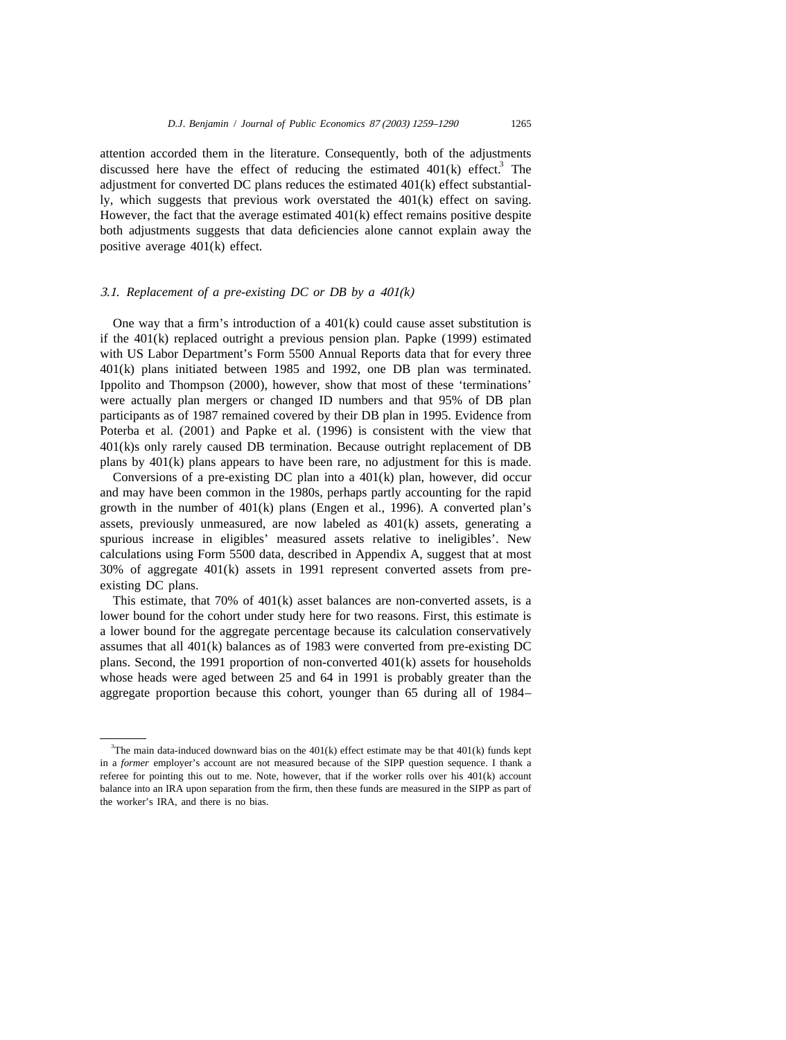attention accorded them in the literature. Consequently, both of the adjustments discussed here have the effect of reducing the estimated 401(k) effect.[3] The adjustment for converted DC plans reduces the estimated 401(k) effect substantially, which suggests that previous work overstated the 401(k) effect on saving. However, the fact that the average estimated 401(k) effect remains positive despite both adjustments suggests that data deficiencies alone cannot explain away the positive average 401(k) effect.

### *3.1. Replacement of a pre-existing DC or DB by a 401(k)*

One way that a firm's introduction of a 401(k) could cause asset substitution is if the 401(k) replaced outright a previous pension plan. Papke (1999) estimated with US Labor Department's Form 5500 Annual Reports data that for every three 401(k) plans initiated between 1985 and 1992, one DB plan was terminated. Ippolito and Thompson (2000), however, show that most of these 'terminations' were actually plan mergers or changed ID numbers and that 95% of DB plan participants as of 1987 remained covered by their DB plan in 1995. Evidence from Poterba et al. (2001) and Papke et al. (1996) is consistent with the view that 401(k)s only rarely caused DB termination. Because outright replacement of DB plans by 401(k) plans appears to have been rare, no adjustment for this is made.

Conversions of a pre-existing DC plan into a 401(k) plan, however, did occur and may have been common in the 1980s, perhaps partly accounting for the rapid growth in the number of 401(k) plans (Engen et al., 1996). A converted plan's assets, previously unmeasured, are now labeled as 401(k) assets, generating a spurious increase in eligibles' measured assets relative to ineligibles'. New calculations using Form 5500 data, described in Appendix A, suggest that at most 30% of aggregate 401(k) assets in 1991 represent converted assets from pre-existing DC plans.

This estimate, that 70% of 401(k) asset balances are non-converted assets, is a lower bound for the cohort under study here for two reasons. First, this estimate is a lower bound for the aggregate percentage because its calculation conservatively assumes that all 401(k) balances as of 1983 were converted from pre-existing DC plans. Second, the 1991 proportion of non-converted 401(k) assets for households whose heads were aged between 25 and 64 in 1991 is probably greater than the aggregate proportion because this cohort, younger than 65 during all of 1984–

---

[3] The main data-induced downward bias on the 401(k) effect estimate may be that 401(k) funds kept in a *former* employer's account are not measured because of the SIPP question sequence. I thank a referee for pointing this out to me. Note, however, that if the worker rolls over his 401(k) account balance into an IRA upon separation from the firm, then these funds are measured in the SIPP as part of the worker's IRA, and there is no bias.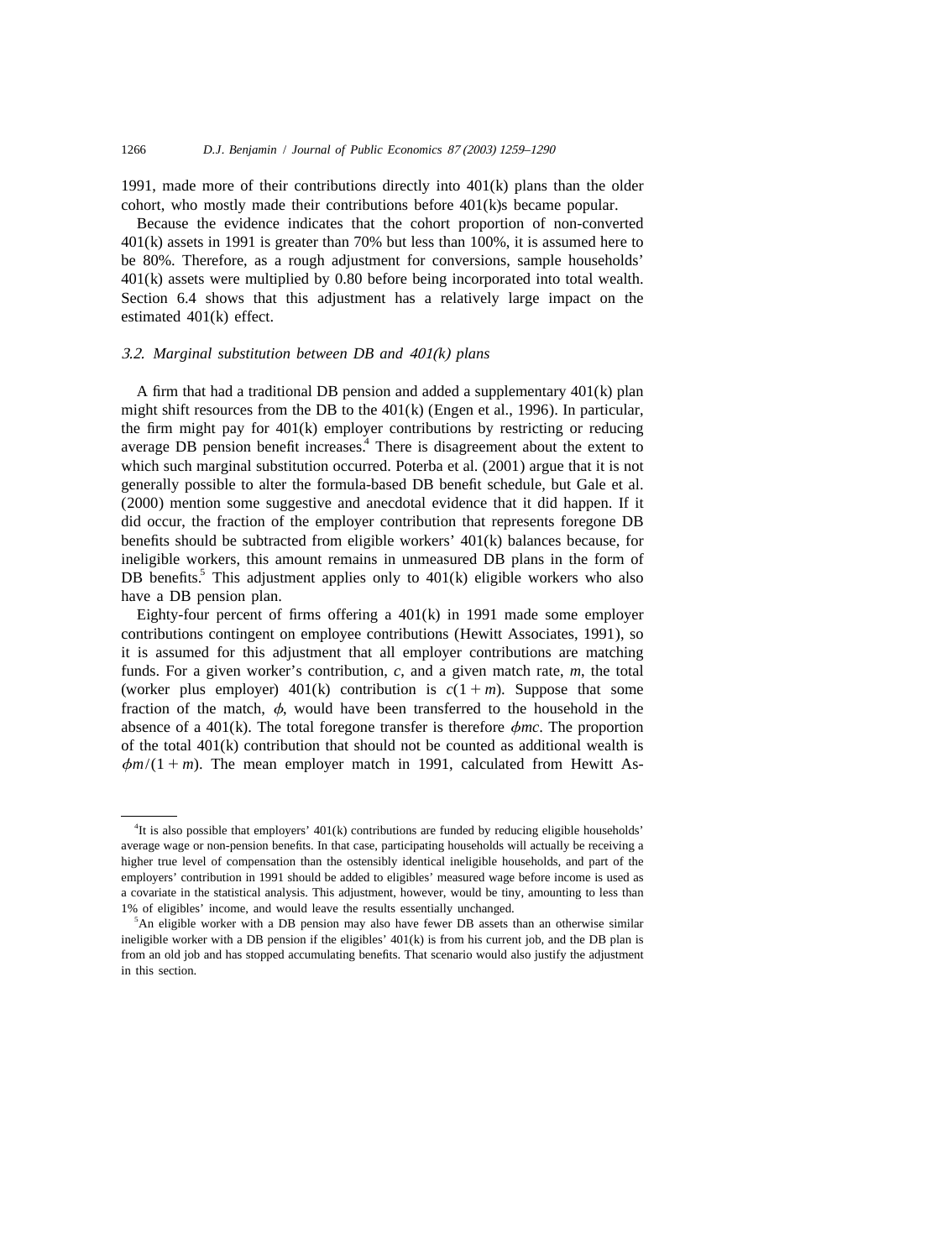1991, made more of their contributions directly into 401(k) plans than the older cohort, who mostly made their contributions before 401(k)s became popular.

Because the evidence indicates that the cohort proportion of non-converted 401(k) assets in 1991 is greater than 70% but less than 100%, it is assumed here to be 80%. Therefore, as a rough adjustment for conversions, sample households' 401(k) assets were multiplied by 0.80 before being incorporated into total wealth. Section 6.4 shows that this adjustment has a relatively large impact on the estimated 401(k) effect.

### *3.2. Marginal substitution between DB and 401(k) plans*

A firm that had a traditional DB pension and added a supplementary 401(k) plan might shift resources from the DB to the 401(k) (Engen et al., 1996). In particular, the firm might pay for 401(k) employer contributions by restricting or reducing average DB pension benefit increases.[4] There is disagreement about the extent to which such marginal substitution occurred. Poterba et al. (2001) argue that it is not generally possible to alter the formula-based DB benefit schedule, but Gale et al. (2000) mention some suggestive and anecdotal evidence that it did happen. If it did occur, the fraction of the employer contribution that represents foregone DB benefits should be subtracted from eligible workers' 401(k) balances because, for ineligible workers, this amount remains in unmeasured DB plans in the form of DB benefits.[5] This adjustment applies only to 401(k) eligible workers who also have a DB pension plan.

Eighty-four percent of firms offering a 401(k) in 1991 made some employer contributions contingent on employee contributions (Hewitt Associates, 1991), so it is assumed for this adjustment that all employer contributions are matching funds. For a given worker's contribution, $c$, and a given match rate, $m$, the total (worker plus employer) 401(k) contribution is $c(1+m)$. Suppose that some fraction of the match, $\phi$, would have been transferred to the household in the absence of a 401(k). The total foregone transfer is therefore $\phi mc$. The proportion of the total 401(k) contribution that should not be counted as additional wealth is $\phi m/(1+m)$. The mean employer match in 1991, calculated from Hewitt As-

---

[4] It is also possible that employers' 401(k) contributions are funded by reducing eligible households' average wage or non-pension benefits. In that case, participating households will actually be receiving a higher true level of compensation than the ostensibly identical ineligible households, and part of the employers' contribution in 1991 should be added to eligibles' measured wage before income is used as a covariate in the statistical analysis. This adjustment, however, would be tiny, amounting to less than 1% of eligibles' income, and would leave the results essentially unchanged.

[5] An eligible worker with a DB pension may also have fewer DB assets than an otherwise similar ineligible worker with a DB pension if the eligibles' 401(k) is from his current job, and the DB plan is from an old job and has stopped accumulating benefits. That scenario would also justify the adjustment in this section.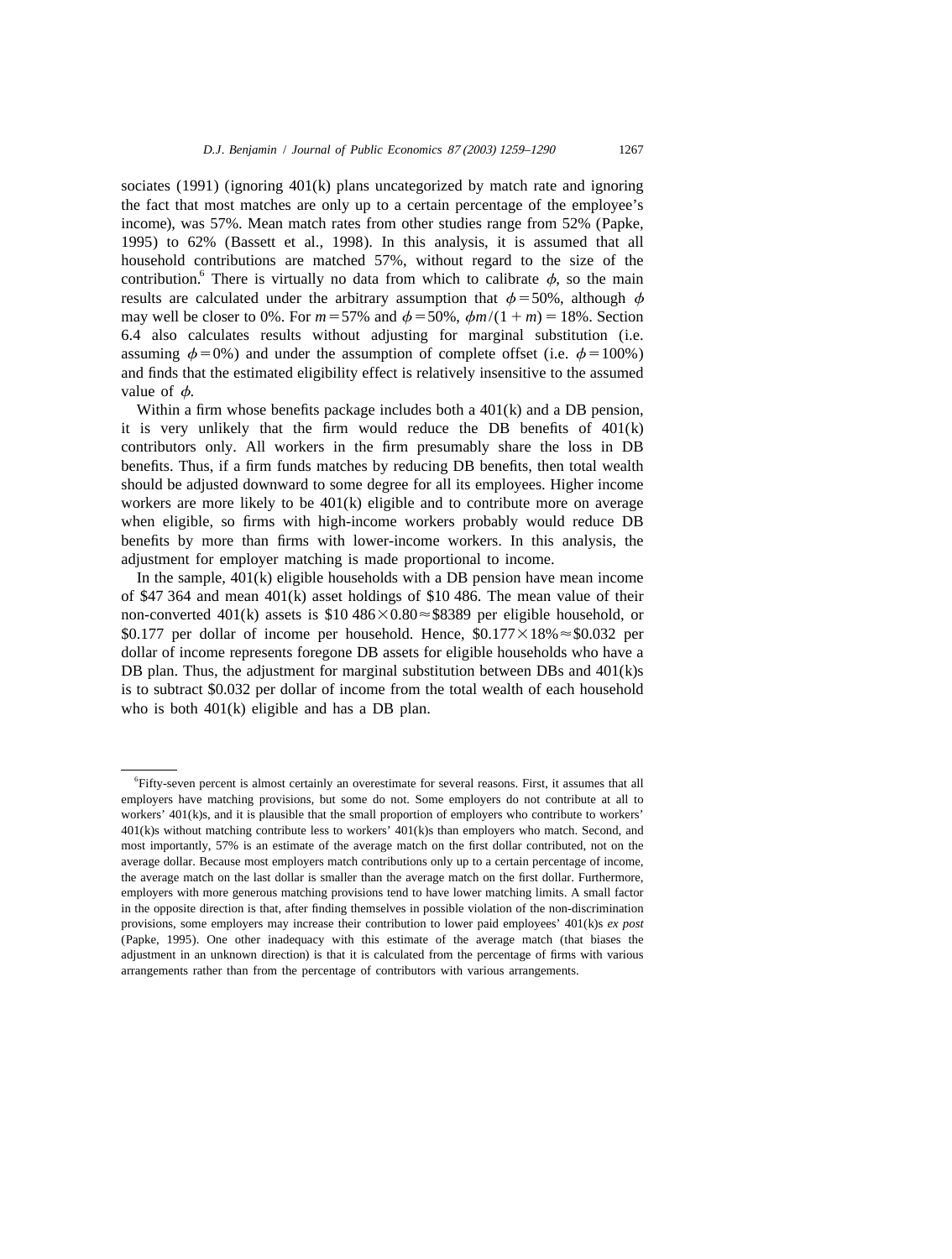sociates (1991) (ignoring 401(k) plans uncategorized by match rate and ignoring the fact that most matches are only up to a certain percentage of the employee's income), was 57%. Mean match rates from other studies range from 52% (Papke, 1995) to 62% (Bassett et al., 1998). In this analysis, it is assumed that all household contributions are matched 57%, without regard to the size of the contribution.[6] There is virtually no data from which to calibrate $\phi$, so the main results are calculated under the arbitrary assumption that $\phi = 50\%$, although $\phi$ may well be closer to 0%. For $m = 57\%$ and $\phi = 50\%$, $\phi m/(1+m) = 18\%$. Section 6.4 also calculates results without adjusting for marginal substitution (i.e. assuming $\phi = 0\%$) and under the assumption of complete offset (i.e. $\phi = 100\%$) and finds that the estimated eligibility effect is relatively insensitive to the assumed value of $\phi$.

Within a firm whose benefits package includes both a 401(k) and a DB pension, it is very unlikely that the firm would reduce the DB benefits of 401(k) contributors only. All workers in the firm presumably share the loss in DB benefits. Thus, if a firm funds matches by reducing DB benefits, then total wealth should be adjusted downward to some degree for all its employees. Higher income workers are more likely to be 401(k) eligible and to contribute more on average when eligible, so firms with high-income workers probably would reduce DB benefits by more than firms with lower-income workers. In this analysis, the adjustment for employer matching is made proportional to income.

In the sample, 401(k) eligible households with a DB pension have mean income of \$47 364 and mean 401(k) asset holdings of \$10 486. The mean value of their non-converted 401(k) assets is $\$10\,486 \times 0.80 \approx \$8389$ per eligible household, or \$0.177 per dollar of income per household. Hence, $\$0.177 \times 18\% \approx \$0.032$ per dollar of income represents foregone DB assets for eligible households who have a DB plan. Thus, the adjustment for marginal substitution between DBs and 401(k)s is to subtract \$0.032 per dollar of income from the total wealth of each household who is both 401(k) eligible and has a DB plan.

---

[6] Fifty-seven percent is almost certainly an overestimate for several reasons. First, it assumes that all employers have matching provisions, but some do not. Some employers do not contribute at all to workers' 401(k)s, and it is plausible that the small proportion of employers who contribute to workers' 401(k)s without matching contribute less to workers' 401(k)s than employers who match. Second, and most importantly, 57% is an estimate of the average match on the first dollar contributed, not on the average dollar. Because most employers match contributions only up to a certain percentage of income, the average match on the last dollar is smaller than the average match on the first dollar. Furthermore, employers with more generous matching provisions tend to have lower matching limits. A small factor in the opposite direction is that, after finding themselves in possible violation of the non-discrimination provisions, some employers may increase their contribution to lower paid employees' 401(k)s *ex post* (Papke, 1995). One other inadequacy with this estimate of the average match (that biases the adjustment in an unknown direction) is that it is calculated from the percentage of firms with various arrangements rather than from the percentage of contributors with various arrangements.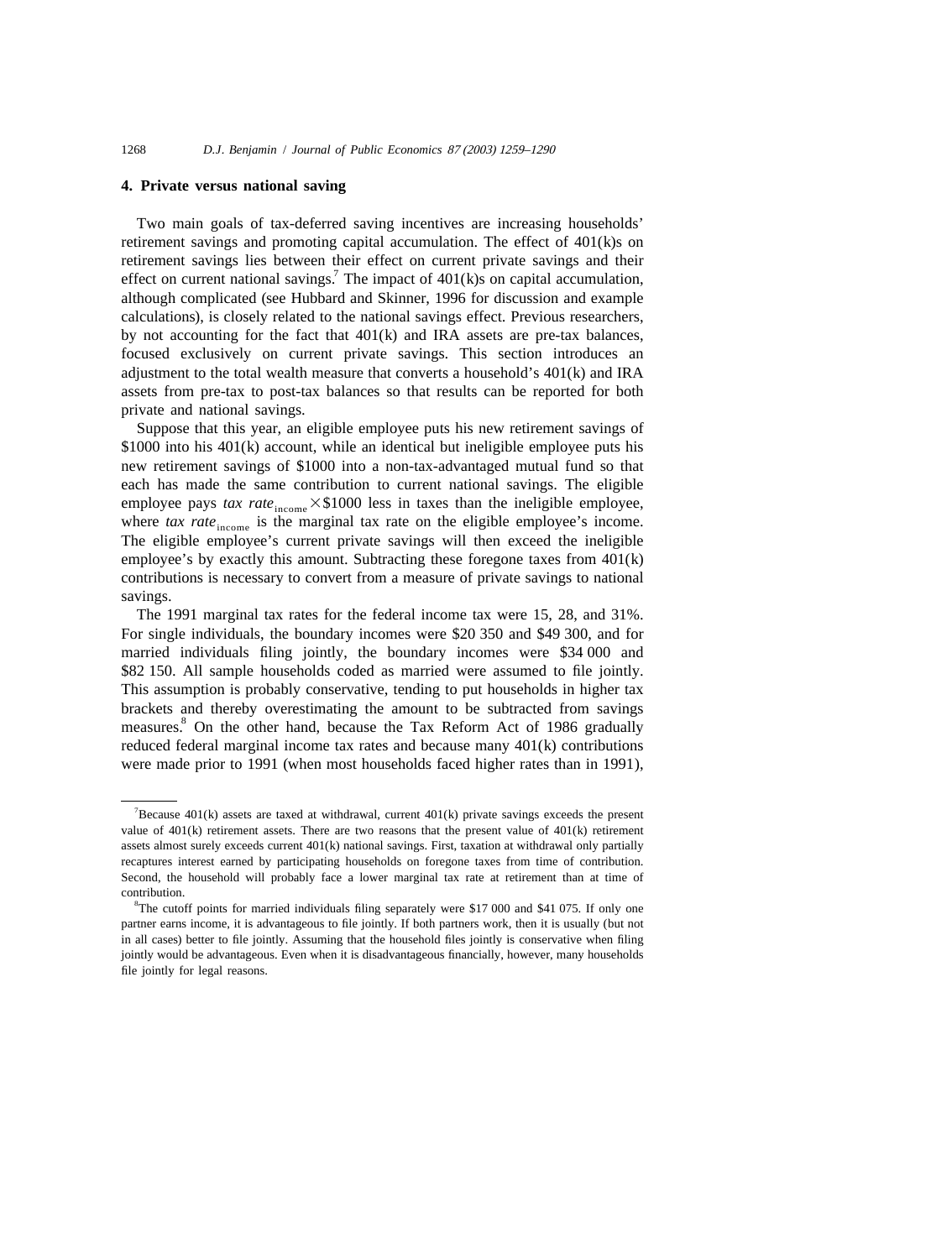## 4. Private versus national saving

Two main goals of tax-deferred saving incentives are increasing households' retirement savings and promoting capital accumulation. The effect of 401(k)s on retirement savings lies between their effect on current private savings and their effect on current national savings.[7] The impact of 401(k)s on capital accumulation, although complicated (see Hubbard and Skinner, 1996 for discussion and example calculations), is closely related to the national savings effect. Previous researchers, by not accounting for the fact that 401(k) and IRA assets are pre-tax balances, focused exclusively on current private savings. This section introduces an adjustment to the total wealth measure that converts a household's 401(k) and IRA assets from pre-tax to post-tax balances so that results can be reported for both private and national savings.

Suppose that this year, an eligible employee puts his new retirement savings of \$1000 into his 401(k) account, while an identical but ineligible employee puts his new retirement savings of \$1000 into a non-tax-advantaged mutual fund so that each has made the same contribution to current national savings. The eligible employee pays $\textit{tax rate}_{\text{income}} \times \$1000$ less in taxes than the ineligible employee, where $\textit{tax rate}_{\text{income}}$ is the marginal tax rate on the eligible employee's income. The eligible employee's current private savings will then exceed the ineligible employee's by exactly this amount. Subtracting these foregone taxes from 401(k) contributions is necessary to convert from a measure of private savings to national savings.

The 1991 marginal tax rates for the federal income tax were 15, 28, and 31%. For single individuals, the boundary incomes were \$20 350 and \$49 300, and for married individuals filing jointly, the boundary incomes were \$34 000 and \$82 150. All sample households coded as married were assumed to file jointly. This assumption is probably conservative, tending to put households in higher tax brackets and thereby overestimating the amount to be subtracted from savings measures.[8] On the other hand, because the Tax Reform Act of 1986 gradually reduced federal marginal income tax rates and because many 401(k) contributions were made prior to 1991 (when most households faced higher rates than in 1991),

---

[7] Because 401(k) assets are taxed at withdrawal, current 401(k) private savings exceeds the present value of 401(k) retirement assets. There are two reasons that the present value of 401(k) retirement assets almost surely exceeds current 401(k) national savings. First, taxation at withdrawal only partially recaptures interest earned by participating households on foregone taxes from time of contribution. Second, the household will probably face a lower marginal tax rate at retirement than at time of contribution.

[8] The cutoff points for married individuals filing separately were \$17 000 and \$41 075. If only one partner earns income, it is advantageous to file jointly. If both partners work, then it is usually (but not in all cases) better to file jointly. Assuming that the household files jointly is conservative when filing jointly would be advantageous. Even when it is disadvantageous financially, however, many households file jointly for legal reasons.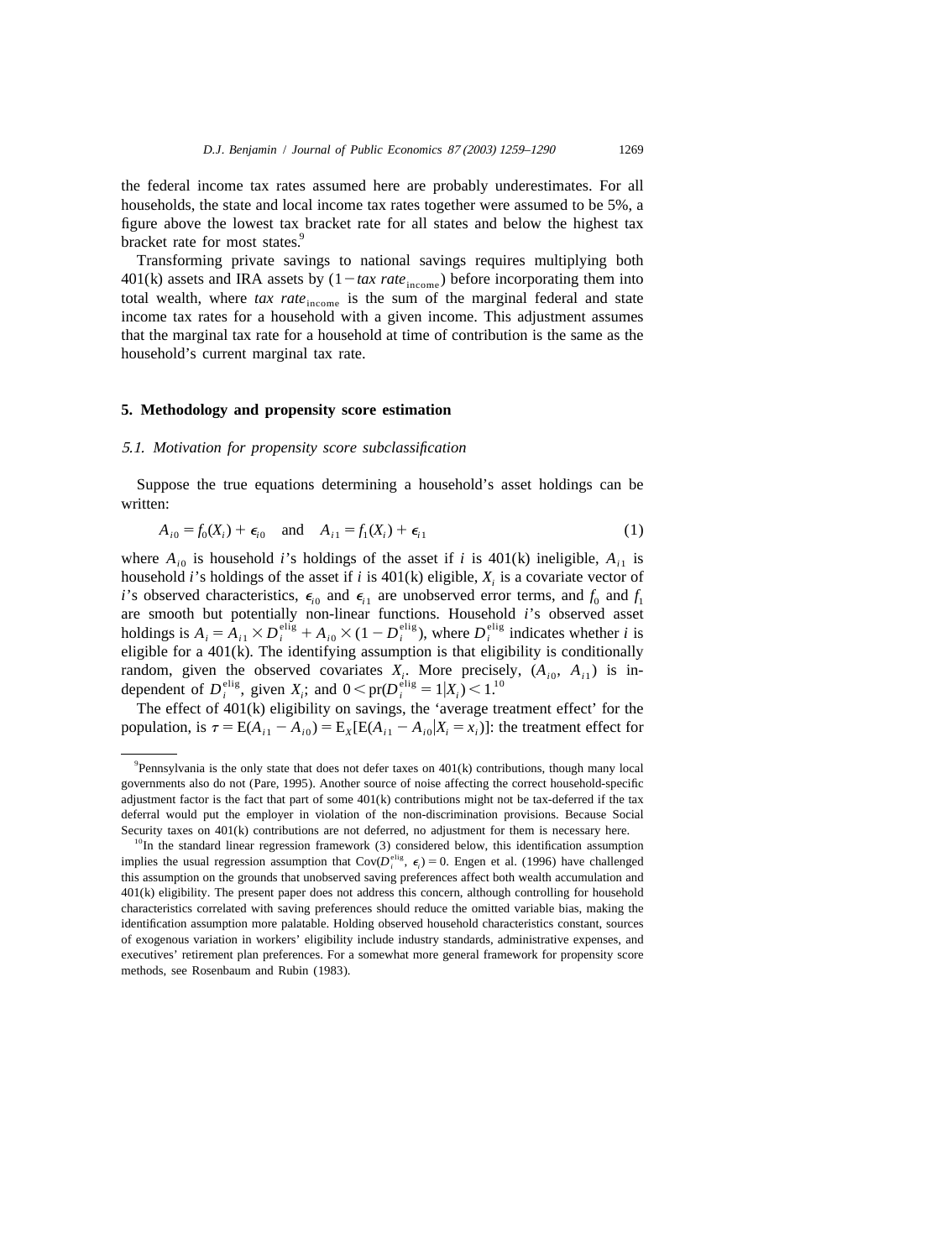the federal income tax rates assumed here are probably underestimates. For all households, the state and local income tax rates together were assumed to be 5%, a figure above the lowest tax bracket rate for all states and below the highest tax bracket rate for most states.[9]

Transforming private savings to national savings requires multiplying both 401(k) assets and IRA assets by $(1 - \textit{tax rate}_{\text{income}})$ before incorporating them into total wealth, where $\textit{tax rate}_{\text{income}}$ is the sum of the marginal federal and state income tax rates for a household with a given income. This adjustment assumes that the marginal tax rate for a household at time of contribution is the same as the household's current marginal tax rate.

## 5. Methodology and propensity score estimation

### *5.1. Motivation for propensity score subclassification*

Suppose the true equations determining a household's asset holdings can be written:

$$A_{i0} = f_0(X_i) + \epsilon_{i0} \quad \text{and} \quad A_{i1} = f_1(X_i) + \epsilon_{i1} \tag{1}$$

where $A_{i0}$ is household $i$'s holdings of the asset if $i$ is 401(k) ineligible, $A_{i1}$ is household $i$'s holdings of the asset if $i$ is 401(k) eligible, $X_i$ is a covariate vector of $i$'s observed characteristics, $\epsilon_{i0}$ and $\epsilon_{i1}$ are unobserved error terms, and $f_0$ and $f_1$ are smooth but potentially non-linear functions. Household $i$'s observed asset holdings is $A_i = A_{i1} \times D_i^{\text{elig}} + A_{i0} \times (1 - D_i^{\text{elig}})$, where $D_i^{\text{elig}}$ indicates whether $i$ is eligible for a 401(k). The identifying assumption is that eligibility is conditionally random, given the observed covariates $X_i$. More precisely, $(A_{i0}, A_{i1})$ is independent of $D_i^{\text{elig}}$, given $X_i$; and $0 < \text{pr}(D_i^{\text{elig}} = 1|X_i) < 1$.[10]

The effect of 401(k) eligibility on savings, the 'average treatment effect' for the population, is $\tau = \text{E}(A_{i1} - A_{i0}) = \text{E}_X[\text{E}(A_{i1} - A_{i0}|X_i = x_i)]$: the treatment effect for

---

[9] Pennsylvania is the only state that does not defer taxes on 401(k) contributions, though many local governments also do not (Pare, 1995). Another source of noise affecting the correct household-specific adjustment factor is the fact that part of some 401(k) contributions might not be tax-deferred if the tax deferral would put the employer in violation of the non-discrimination provisions. Because Social Security taxes on 401(k) contributions are not deferred, no adjustment for them is necessary here.

[10] In the standard linear regression framework (3) considered below, this identification assumption implies the usual regression assumption that $\text{Cov}(D_i^{\text{elig}}, \epsilon_i) = 0$. Engen et al. (1996) have challenged this assumption on the grounds that unobserved saving preferences affect both wealth accumulation and 401(k) eligibility. The present paper does not address this concern, although controlling for household characteristics correlated with saving preferences should reduce the omitted variable bias, making the identification assumption more palatable. Holding observed household characteristics constant, sources of exogenous variation in workers' eligibility include industry standards, administrative expenses, and executives' retirement plan preferences. For a somewhat more general framework for propensity score methods, see Rosenbaum and Rubin (1983).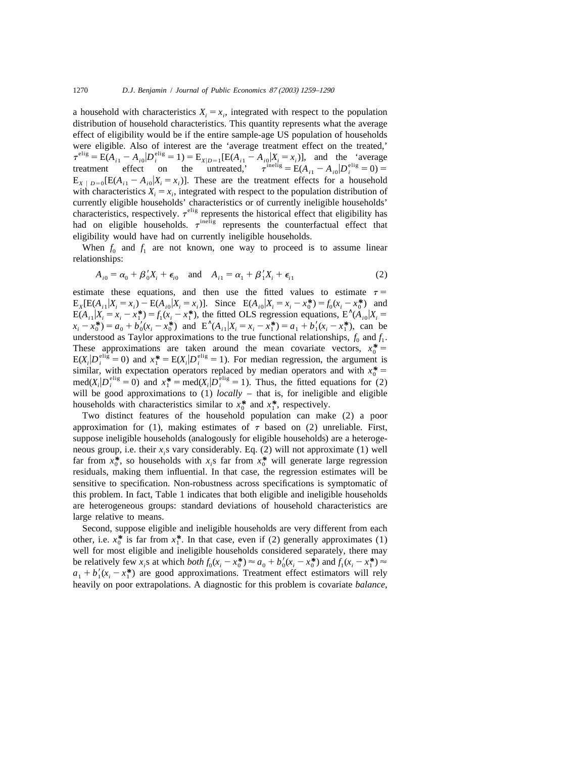a household with characteristics $X_i = x_i$, integrated with respect to the population distribution of household characteristics. This quantity represents what the average effect of eligibility would be if the entire sample-age US population of households were eligible. Also of interest are the 'average treatment effect on the treated,' $\tau^{\text{elig}} = \text{E}(A_{i1} - A_{i0} | D_i^{\text{elig}} = 1) = \text{E}_{X|D=1}[\text{E}(A_{i1} - A_{i0} | X_i = x_i)]$, and the 'average treatment effect on the untreated,' $\tau^{\text{inelig}} = \text{E}(A_{i1} - A_{i0} | D_i^{\text{elig}} = 0) = \text{E}_{X \mid D=0}[\text{E}(A_{i1} - A_{i0} | X_i = x_i)]$. These are the treatment effects for a household with characteristics $X_i = x_i$, integrated with respect to the population distribution of currently eligible households' characteristics or of currently ineligible households' characteristics, respectively. $\tau^{\text{elig}}$ represents the historical effect that eligibility has had on eligible households. $\tau^{\text{inelig}}$ represents the counterfactual effect that eligibility would have had on currently ineligible households.

When $f_0$ and $f_1$ are not known, one way to proceed is to assume linear relationships:

$$A_{i0} = \alpha_0 + \beta_0' X_i + \epsilon_{i0} \quad \text{and} \quad A_{i1} = \alpha_1 + \beta_1' X_i + \epsilon_{i1} \tag{2}$$

estimate these equations, and then use the fitted values to estimate $\tau = \text{E}_X[\text{E}(A_{i1} | X_i = x_i) - \text{E}(A_{i0} | X_i = x_i)]$. Since $\text{E}(A_{i0} | X_i = x_i - x_0^*) = f_0(x_i - x_0^*)$ and $\text{E}(A_{i1} | X_i = x_i - x_1^*) = f_1(x_i - x_1^*)$, the fitted OLS regression equations, $\hat{\text{E}}(A_{i0} | X_i = x_i - x_0^*) = a_0 + b_0'(x_i - x_0^*)$ and $\hat{\text{E}}(A_{i1} | X_i = x_i - x_1^*) = a_1 + b_1'(x_i - x_1^*)$, can be understood as Taylor approximations to the true functional relationships, $f_0$ and $f_1$. These approximations are taken around the mean covariate vectors, $x_0^* = \text{E}(X_i | D_i^{\text{elig}} = 0)$ and $x_1^* = \text{E}(X_i | D_i^{\text{elig}} = 1)$. For median regression, the argument is similar, with expectation operators replaced by median operators and with $x_0^* = \text{med}(X_i | D_i^{\text{elig}} = 0)$ and $x_1^* = \text{med}(X_i | D_i^{\text{elig}} = 1)$. Thus, the fitted equations for (2) will be good approximations to (1) *locally* – that is, for ineligible and eligible households with characteristics similar to $x_0^*$ and $x_1^*$, respectively.

Two distinct features of the household population can make (2) a poor approximation for (1), making estimates of $\tau$ based on (2) unreliable. First, suppose ineligible households (analogously for eligible households) are a heterogeneous group, i.e. their $x_i$s vary considerably. Eq. (2) will not approximate (1) well far from $x_0^*$, so households with $x_i$s far from $x_0^*$ will generate large regression residuals, making them influential. In that case, the regression estimates will be sensitive to specification. Non-robustness across specifications is symptomatic of this problem. In fact, Table 1 indicates that both eligible and ineligible households are heterogeneous groups: standard deviations of household characteristics are large relative to means.

Second, suppose eligible and ineligible households are very different from each other, i.e. $x_0^*$ is far from $x_1^*$. In that case, even if (2) generally approximates (1) well for most eligible and ineligible households considered separately, there may be relatively few $x_i$s at which *both* $f_0(x_i - x_0^*) \approx a_0 + b_0'(x_i - x_0^*)$ and $f_1(x_i - x_1^*) \approx a_1 + b_1'(x_i - x_1^*)$ are good approximations. Treatment effect estimators will rely heavily on poor extrapolations. A diagnostic for this problem is covariate *balance*,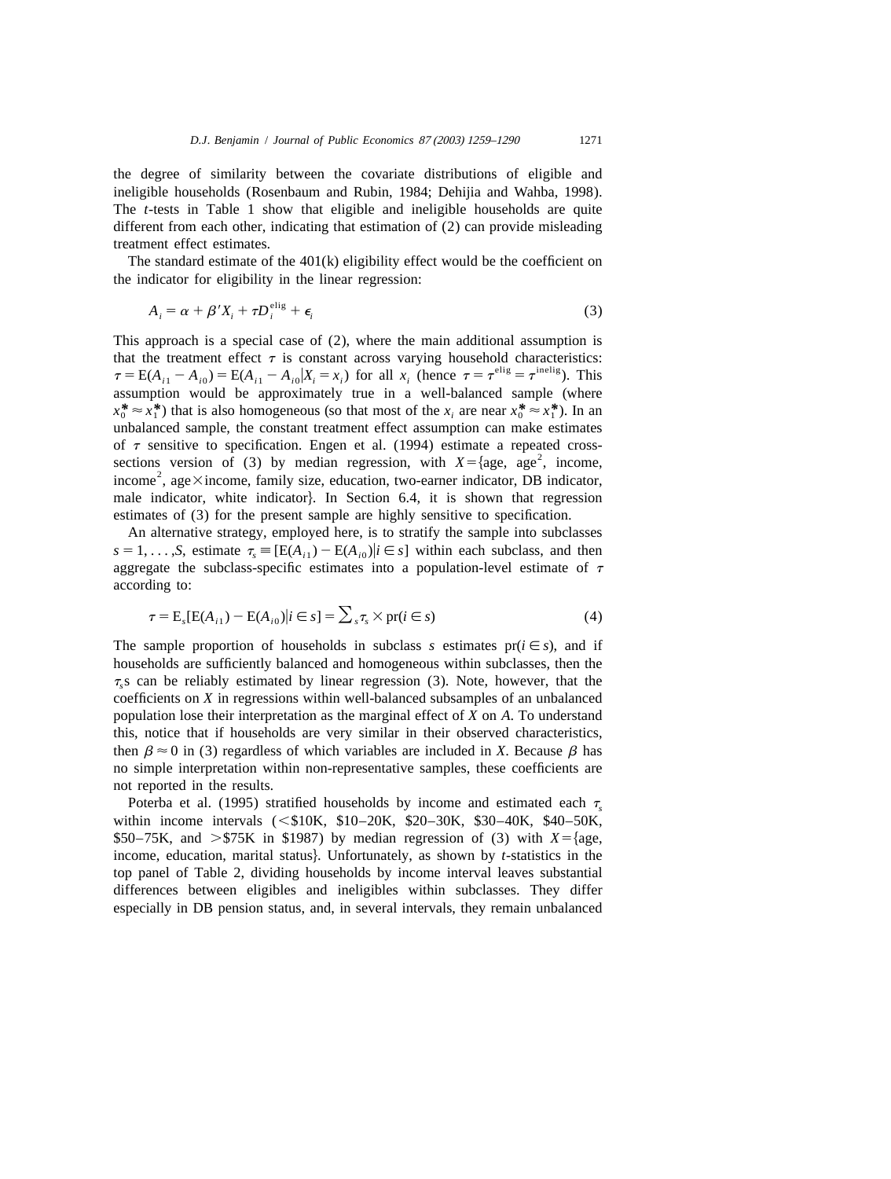the degree of similarity between the covariate distributions of eligible and ineligible households (Rosenbaum and Rubin, 1984; Dehijia and Wahba, 1998). The $t$-tests in Table 1 show that eligible and ineligible households are quite different from each other, indicating that estimation of (2) can provide misleading treatment effect estimates.

The standard estimate of the 401(k) eligibility effect would be the coefficient on the indicator for eligibility in the linear regression:

$$A_i = \alpha + \beta' X_i + \tau D_i^{\text{elig}} + \epsilon_i \tag{3}$$

This approach is a special case of (2), where the main additional assumption is that the treatment effect $\tau$ is constant across varying household characteristics: $\tau = \text{E}(A_{i1} - A_{i0}) = \text{E}(A_{i1} - A_{i0} | X_i = x_i)$ for all $x_i$ (hence $\tau = \tau^{\text{elig}} = \tau^{\text{inelig}}$). This assumption would be approximately true in a well-balanced sample (where $x_0^* \approx x_1^*$) that is also homogeneous (so that most of the $x_i$ are near $x_0^* \approx x_1^*$). In an unbalanced sample, the constant treatment effect assumption can make estimates of $\tau$ sensitive to specification. Engen et al. (1994) estimate a repeated cross-sections version of (3) by median regression, with $X = \{$age, age$^2$, income, income$^2$, age$\times$income, family size, education, two-earner indicator, DB indicator, male indicator, white indicator$\}$. In Section 6.4, it is shown that regression estimates of (3) for the present sample are highly sensitive to specification.

An alternative strategy, employed here, is to stratify the sample into subclasses $s = 1, \ldots, S$, estimate $\tau_s \equiv [\text{E}(A_{i1}) - \text{E}(A_{i0}) | i \in s]$ within each subclass, and then aggregate the subclass-specific estimates into a population-level estimate of $\tau$ according to:

$$\tau = \text{E}_s[\text{E}(A_{i1}) - \text{E}(A_{i0}) | i \in s] = \sum\nolimits_s \tau_s \times \text{pr}(i \in s) \tag{4}$$

The sample proportion of households in subclass $s$ estimates $\text{pr}(i \in s)$, and if households are sufficiently balanced and homogeneous within subclasses, then the $\tau_s$s can be reliably estimated by linear regression (3). Note, however, that the coefficients on $X$ in regressions within well-balanced subsamples of an unbalanced population lose their interpretation as the marginal effect of $X$ on $A$. To understand this, notice that if households are very similar in their observed characteristics, then $\beta \approx 0$ in (3) regardless of which variables are included in $X$. Because $\beta$ has no simple interpretation within non-representative samples, these coefficients are not reported in the results.

Poterba et al. (1995) stratified households by income and estimated each $\tau_s$ within income intervals (<\$10K, \$10–20K, \$20–30K, \$30–40K, \$40–50K, \$50–75K, and >\$75K in \$1987) by median regression of (3) with $X = \{$age, income, education, marital status$\}$. Unfortunately, as shown by $t$-statistics in the top panel of Table 2, dividing households by income interval leaves substantial differences between eligibles and ineligibles within subclasses. They differ especially in DB pension status, and, in several intervals, they remain unbalanced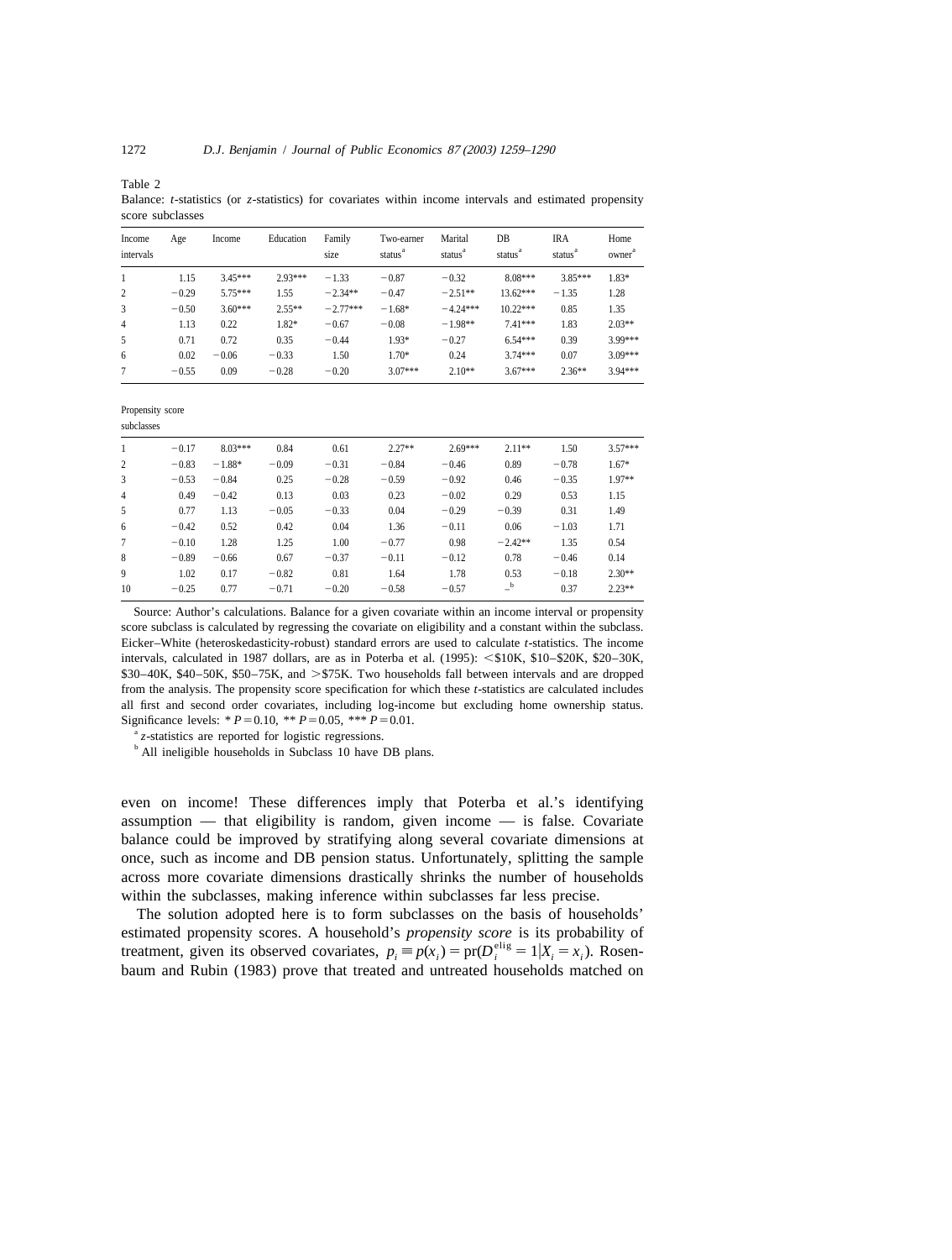Table 2

Balance: *t*-statistics (or *z*-statistics) for covariates within income intervals and estimated propensity score subclasses

| Income intervals | Age | Income | Education | Family size | Two-earner status[a] | Marital status[a] | DB status[a] | IRA status[a] | Home owner[a] |
|---|---|---|---|---|---|---|---|---|---|
| 1 | 1.15 | 3.45*** | 2.93*** | −1.33 | −0.87 | −0.32 | 8.08*** | 3.85*** | 1.83* |
| 2 | −0.29 | 5.75*** | 1.55 | −2.34** | −0.47 | −2.51** | 13.62*** | −1.35 | 1.28 |
| 3 | −0.50 | 3.60*** | 2.55** | −2.77*** | −1.68* | −4.24*** | 10.22*** | 0.85 | 1.35 |
| 4 | 1.13 | 0.22 | 1.82* | −0.67 | −0.08 | −1.98** | 7.41*** | 1.83 | 2.03** |
| 5 | 0.71 | 0.72 | 0.35 | −0.44 | 1.93* | −0.27 | 6.54*** | 0.39 | 3.99*** |
| 6 | 0.02 | −0.06 | −0.33 | 1.50 | 1.70* | 0.24 | 3.74*** | 0.07 | 3.09*** |
| 7 | −0.55 | 0.09 | −0.28 | −0.20 | 3.07*** | 2.10** | 3.67*** | 2.36** | 3.94*** |
| **Propensity score subclasses** | | | | | | | | | |
| 1 | −0.17 | 8.03*** | 0.84 | 0.61 | 2.27** | 2.69*** | 2.11** | 1.50 | 3.57*** |
| 2 | −0.83 | −1.88* | −0.09 | −0.31 | −0.84 | −0.46 | 0.89 | −0.78 | 1.67* |
| 3 | −0.53 | −0.84 | 0.25 | −0.28 | −0.59 | −0.92 | 0.46 | −0.35 | 1.97** |
| 4 | 0.49 | −0.42 | 0.13 | 0.03 | 0.23 | −0.02 | 0.29 | 0.53 | 1.15 |
| 5 | 0.77 | 1.13 | −0.05 | −0.33 | 0.04 | −0.29 | −0.39 | 0.31 | 1.49 |
| 6 | −0.42 | 0.52 | 0.42 | 0.04 | 1.36 | −0.11 | 0.06 | −1.03 | 1.71 |
| 7 | −0.10 | 1.28 | 1.25 | 1.00 | −0.77 | 0.98 | −2.42** | 1.35 | 0.54 |
| 8 | −0.89 | −0.66 | 0.67 | −0.37 | −0.11 | −0.12 | 0.78 | −0.46 | 0.14 |
| 9 | 1.02 | 0.17 | −0.82 | 0.81 | 1.64 | 1.78 | 0.53 | −0.18 | 2.30** |
| 10 | −0.25 | 0.77 | −0.71 | −0.20 | −0.58 | −0.57 | –[b] | 0.37 | 2.23** |

Source: Author's calculations. Balance for a given covariate within an income interval or propensity score subclass is calculated by regressing the covariate on eligibility and a constant within the subclass. Eicker–White (heteroskedasticity-robust) standard errors are used to calculate *t*-statistics. The income intervals, calculated in 1987 dollars, are as in Poterba et al. (1995): <$10K, $10–$20K, $20–30K, $30–40K, $40–50K, $50–75K, and >$75K. Two households fall between intervals and are dropped from the analysis. The propensity score specification for which these *t*-statistics are calculated includes all first and second order covariates, including log-income but excluding home ownership status. Significance levels: * $P = 0.10$, ** $P = 0.05$, *** $P = 0.01$.

[a] *z*-statistics are reported for logistic regressions.

[b] All ineligible households in Subclass 10 have DB plans.

even on income! These differences imply that Poterba et al.'s identifying assumption — that eligibility is random, given income — is false. Covariate balance could be improved by stratifying along several covariate dimensions at once, such as income and DB pension status. Unfortunately, splitting the sample across more covariate dimensions drastically shrinks the number of households within the subclasses, making inference within subclasses far less precise.

The solution adopted here is to form subclasses on the basis of households' estimated propensity scores. A household's *propensity score* is its probability of treatment, given its observed covariates, $p_i \equiv p(x_i) = \text{pr}(D_i^{\text{elig}} = 1 | X_i = x_i)$. Rosenbaum and Rubin (1983) prove that treated and untreated households matched on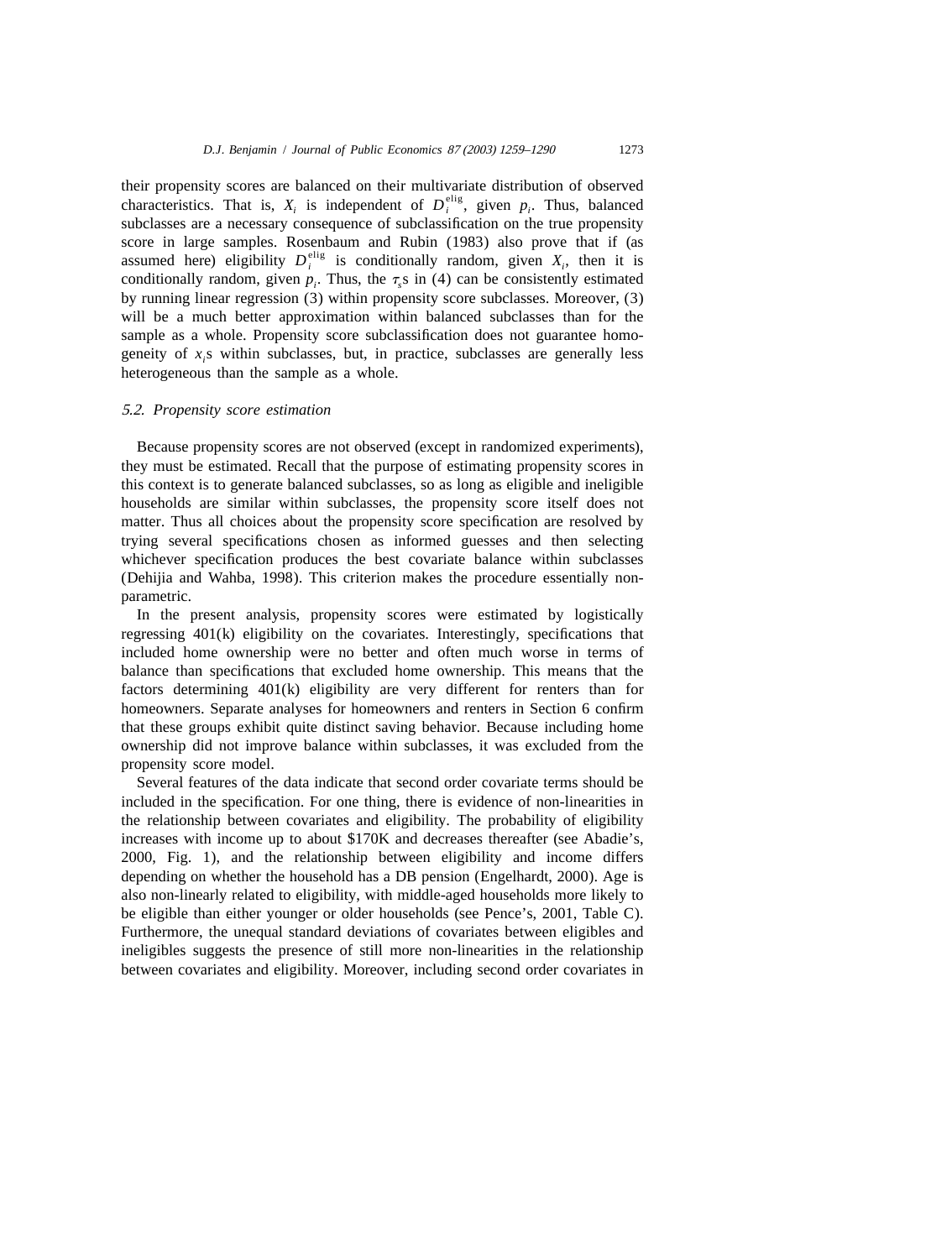their propensity scores are balanced on their multivariate distribution of observed characteristics. That is, $X_i$ is independent of $D_i^{\text{elig}}$, given $p_i$. Thus, balanced subclasses are a necessary consequence of subclassification on the true propensity score in large samples. Rosenbaum and Rubin (1983) also prove that if (as assumed here) eligibility $D_i^{\text{elig}}$ is conditionally random, given $X_i$, then it is conditionally random, given $p_i$. Thus, the $\tau_s$s in (4) can be consistently estimated by running linear regression (3) within propensity score subclasses. Moreover, (3) will be a much better approximation within balanced subclasses than for the sample as a whole. Propensity score subclassification does not guarantee homogeneity of $x_i$s within subclasses, but, in practice, subclasses are generally less heterogeneous than the sample as a whole.

### *5.2. Propensity score estimation*

Because propensity scores are not observed (except in randomized experiments), they must be estimated. Recall that the purpose of estimating propensity scores in this context is to generate balanced subclasses, so as long as eligible and ineligible households are similar within subclasses, the propensity score itself does not matter. Thus all choices about the propensity score specification are resolved by trying several specifications chosen as informed guesses and then selecting whichever specification produces the best covariate balance within subclasses (Dehijia and Wahba, 1998). This criterion makes the procedure essentially non-parametric.

In the present analysis, propensity scores were estimated by logistically regressing 401(k) eligibility on the covariates. Interestingly, specifications that included home ownership were no better and often much worse in terms of balance than specifications that excluded home ownership. This means that the factors determining 401(k) eligibility are very different for renters than for homeowners. Separate analyses for homeowners and renters in Section 6 confirm that these groups exhibit quite distinct saving behavior. Because including home ownership did not improve balance within subclasses, it was excluded from the propensity score model.

Several features of the data indicate that second order covariate terms should be included in the specification. For one thing, there is evidence of non-linearities in the relationship between covariates and eligibility. The probability of eligibility increases with income up to about \$170K and decreases thereafter (see Abadie's, 2000, Fig. 1), and the relationship between eligibility and income differs depending on whether the household has a DB pension (Engelhardt, 2000). Age is also non-linearly related to eligibility, with middle-aged households more likely to be eligible than either younger or older households (see Pence's, 2001, Table C). Furthermore, the unequal standard deviations of covariates between eligibles and ineligibles suggests the presence of still more non-linearities in the relationship between covariates and eligibility. Moreover, including second order covariates in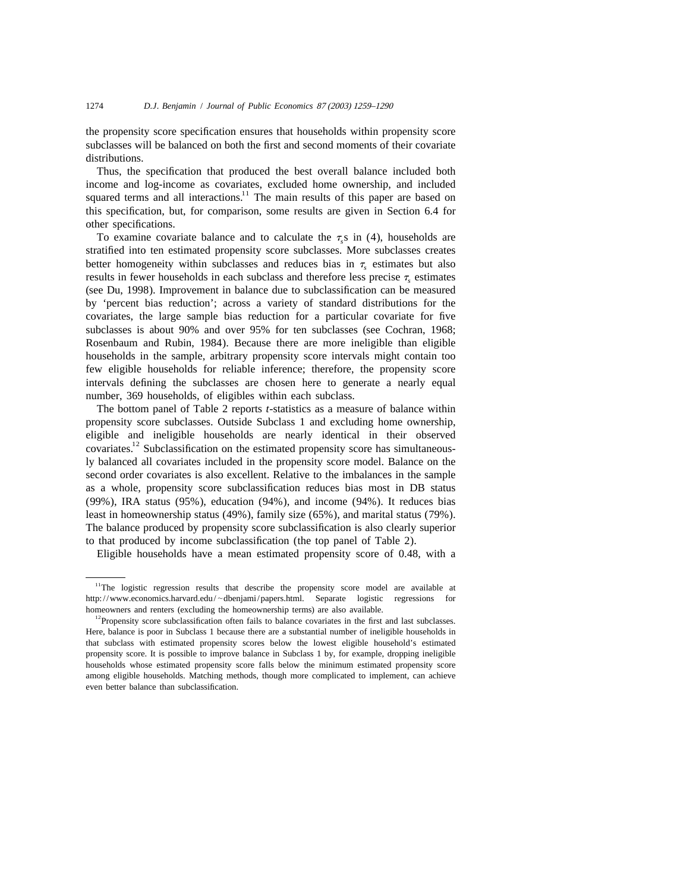the propensity score specification ensures that households within propensity score subclasses will be balanced on both the first and second moments of their covariate distributions.

Thus, the specification that produced the best overall balance included both income and log-income as covariates, excluded home ownership, and included squared terms and all interactions.[11] The main results of this paper are based on this specification, but, for comparison, some results are given in Section 6.4 for other specifications.

To examine covariate balance and to calculate the $\tau_s$s in (4), households are stratified into ten estimated propensity score subclasses. More subclasses creates better homogeneity within subclasses and reduces bias in $\tau_s$ estimates but also results in fewer households in each subclass and therefore less precise $\tau_s$ estimates (see Du, 1998). Improvement in balance due to subclassification can be measured by 'percent bias reduction'; across a variety of standard distributions for the covariates, the large sample bias reduction for a particular covariate for five subclasses is about 90% and over 95% for ten subclasses (see Cochran, 1968; Rosenbaum and Rubin, 1984). Because there are more ineligible than eligible households in the sample, arbitrary propensity score intervals might contain too few eligible households for reliable inference; therefore, the propensity score intervals defining the subclasses are chosen here to generate a nearly equal number, 369 households, of eligibles within each subclass.

The bottom panel of Table 2 reports *t*-statistics as a measure of balance within propensity score subclasses. Outside Subclass 1 and excluding home ownership, eligible and ineligible households are nearly identical in their observed covariates.[12] Subclassification on the estimated propensity score has simultaneously balanced all covariates included in the propensity score model. Balance on the second order covariates is also excellent. Relative to the imbalances in the sample as a whole, propensity score subclassification reduces bias most in DB status (99%), IRA status (95%), education (94%), and income (94%). It reduces bias least in homeownership status (49%), family size (65%), and marital status (79%). The balance produced by propensity score subclassification is also clearly superior to that produced by income subclassification (the top panel of Table 2).

Eligible households have a mean estimated propensity score of 0.48, with a

---

[11] The logistic regression results that describe the propensity score model are available at http://www.economics.harvard.edu/~dbenjami/papers.html. Separate logistic regressions for homeowners and renters (excluding the homeownership terms) are also available.

[12] Propensity score subclassification often fails to balance covariates in the first and last subclasses. Here, balance is poor in Subclass 1 because there are a substantial number of ineligible households in that subclass with estimated propensity scores below the lowest eligible household's estimated propensity score. It is possible to improve balance in Subclass 1 by, for example, dropping ineligible households whose estimated propensity score falls below the minimum estimated propensity score among eligible households. Matching methods, though more complicated to implement, can achieve even better balance than subclassification.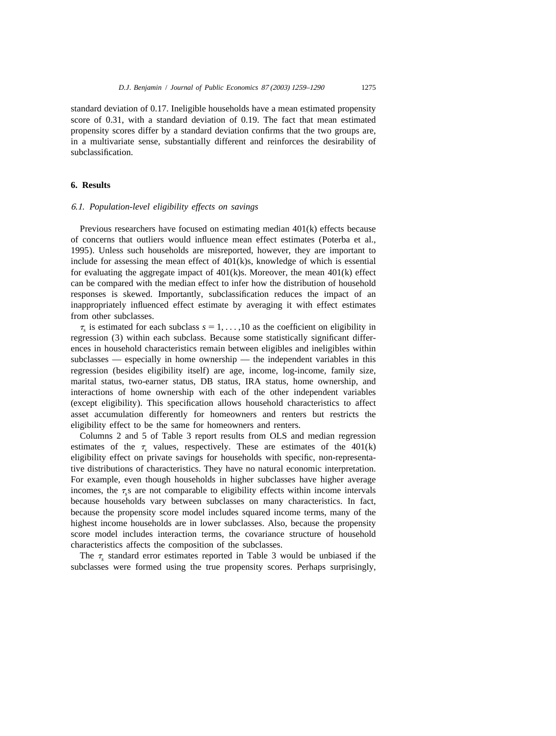standard deviation of 0.17. Ineligible households have a mean estimated propensity score of 0.31, with a standard deviation of 0.19. The fact that mean estimated propensity scores differ by a standard deviation confirms that the two groups are, in a multivariate sense, substantially different and reinforces the desirability of subclassification.

## 6. Results

### *6.1. Population-level eligibility effects on savings*

Previous researchers have focused on estimating median 401(k) effects because of concerns that outliers would influence mean effect estimates (Poterba et al., 1995). Unless such households are misreported, however, they are important to include for assessing the mean effect of 401(k)s, knowledge of which is essential for evaluating the aggregate impact of 401(k)s. Moreover, the mean 401(k) effect can be compared with the median effect to infer how the distribution of household responses is skewed. Importantly, subclassification reduces the impact of an inappropriately influenced effect estimate by averaging it with effect estimates from other subclasses.

$\tau_s$ is estimated for each subclass $s = 1, \ldots, 10$ as the coefficient on eligibility in regression (3) within each subclass. Because some statistically significant differences in household characteristics remain between eligibles and ineligibles within subclasses — especially in home ownership — the independent variables in this regression (besides eligibility itself) are age, income, log-income, family size, marital status, two-earner status, DB status, IRA status, home ownership, and interactions of home ownership with each of the other independent variables (except eligibility). This specification allows household characteristics to affect asset accumulation differently for homeowners and renters but restricts the eligibility effect to be the same for homeowners and renters.

Columns 2 and 5 of Table 3 report results from OLS and median regression estimates of the $\tau_s$ values, respectively. These are estimates of the 401(k) eligibility effect on private savings for households with specific, non-representative distributions of characteristics. They have no natural economic interpretation. For example, even though households in higher subclasses have higher average incomes, the $\tau_s$s are not comparable to eligibility effects within income intervals because households vary between subclasses on many characteristics. In fact, because the propensity score model includes squared income terms, many of the highest income households are in lower subclasses. Also, because the propensity score model includes interaction terms, the covariance structure of household characteristics affects the composition of the subclasses.

The $\tau_s$ standard error estimates reported in Table 3 would be unbiased if the subclasses were formed using the true propensity scores. Perhaps surprisingly,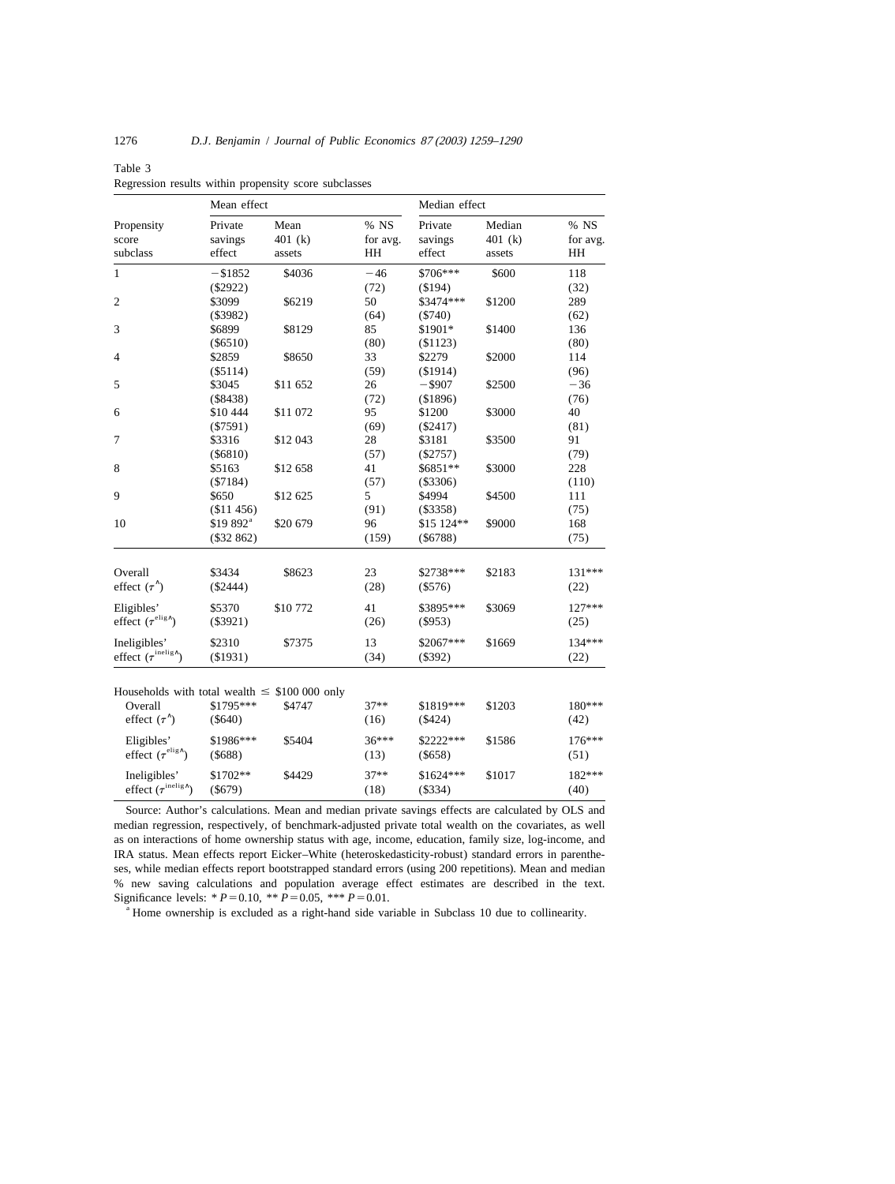Table 3

Regression results within propensity score subclasses

| Propensity score subclass | Mean effect | | | Median effect | | |
|---|---|---|---|---|---|---|
| | Private savings effect | Mean 401 (k) assets | % NS for avg. HH | Private savings effect | Median 401 (k) assets | % NS for avg. HH |
| 1 | −$1852 ($2922) | $4036 | −46 (72) | $706*** ($194) | $600 | 118 (32) |
| 2 | $3099 ($3982) | $6219 | 50 (64) | $3474*** ($740) | $1200 | 289 (62) |
| 3 | $6899 ($6510) | $8129 | 85 (80) | $1901* ($1123) | $1400 | 136 (80) |
| 4 | $2859 ($5114) | $8650 | 33 (59) | $2279 ($1914) | $2000 | 114 (96) |
| 5 | $3045 ($8438) | $11 652 | 26 (72) | −$907 ($1896) | $2500 | −36 (76) |
| 6 | $10 444 ($7591) | $11 072 | 95 (69) | $1200 ($2417) | $3000 | 40 (81) |
| 7 | $3316 ($6810) | $12 043 | 28 (57) | $3181 ($2757) | $3500 | 91 (79) |
| 8 | $5163 ($7184) | $12 658 | 41 (57) | $6851** ($3306) | $3000 | 228 (110) |
| 9 | $650 ($11 456) | $12 625 | 5 (91) | $4994 ($3358) | $4500 | 111 (75) |
| 10 | $19 892[a] ($32 862) | $20 679 | 96 (159) | $15 124** ($6788) | $9000 | 168 (75) |
| Overall effect ($\hat{\tau}$) | $3434 ($2444) | $8623 | 23 (28) | $2738*** ($576) | $2183 | 131*** (22) |
| Eligibles' effect ($\hat{\tau}^{elig}$) | $5370 ($3921) | $10 772 | 41 (26) | $3895*** ($953) | $3069 | 127*** (25) |
| Ineligibles' effect ($\hat{\tau}^{inelig}$) | $2310 ($1931) | $7375 | 13 (34) | $2067*** ($392) | $1669 | 134*** (22) |
| *Households with total wealth ≤ $100 000 only* | | | | | | |
| Overall effect ($\hat{\tau}$) | $1795*** ($640) | $4747 | 37** (16) | $1819*** ($424) | $1203 | 180*** (42) |
| Eligibles' effect ($\hat{\tau}^{elig}$) | $1986*** ($688) | $5404 | 36*** (13) | $2222*** ($658) | $1586 | 176*** (51) |
| Ineligibles' effect ($\hat{\tau}^{inelig}$) | $1702** ($679) | $4429 | 37** (18) | $1624*** ($334) | $1017 | 182*** (40) |

Source: Author's calculations. Mean and median private savings effects are calculated by OLS and median regression, respectively, of benchmark-adjusted private total wealth on the covariates, as well as on interactions of home ownership status with age, income, education, family size, log-income, and IRA status. Mean effects report Eicker–White (heteroskedasticity-robust) standard errors in parentheses, while median effects report bootstrapped standard errors (using 200 repetitions). Mean and median % new saving calculations and population average effect estimates are described in the text. Significance levels: * $P=0.10$, ** $P=0.05$, *** $P=0.01$.

[a] Home ownership is excluded as a right-hand side variable in Subclass 10 due to collinearity.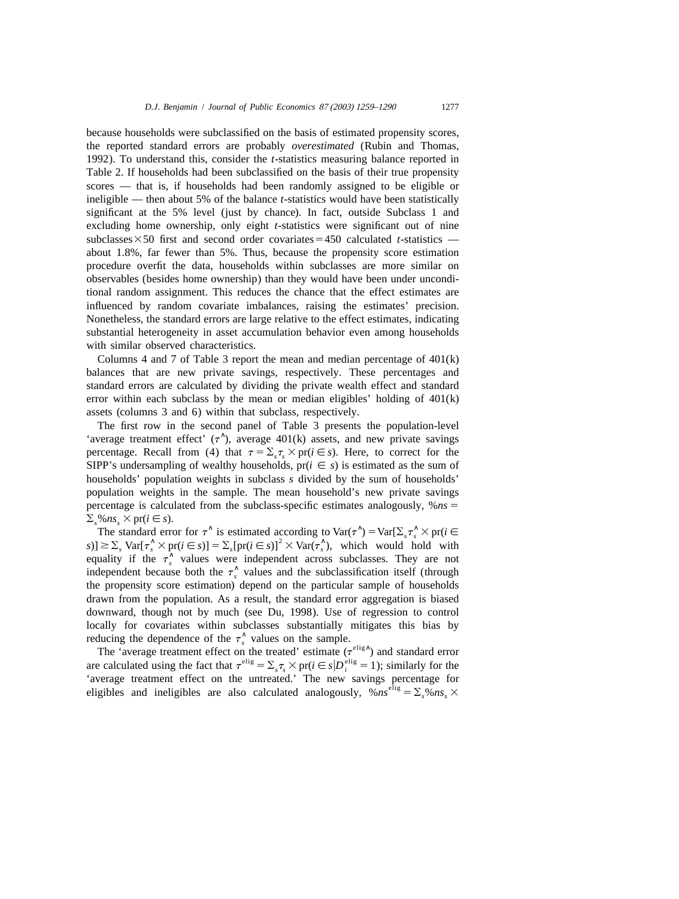because households were subclassified on the basis of estimated propensity scores, the reported standard errors are probably *overestimated* (Rubin and Thomas, 1992). To understand this, consider the $t$-statistics measuring balance reported in Table 2. If households had been subclassified on the basis of their true propensity scores — that is, if households had been randomly assigned to be eligible or ineligible — then about 5% of the balance $t$-statistics would have been statistically significant at the 5% level (just by chance). In fact, outside Subclass 1 and excluding home ownership, only eight $t$-statistics were significant out of nine subclasses$\times$50 first and second order covariates$=$450 calculated $t$-statistics — about 1.8%, far fewer than 5%. Thus, because the propensity score estimation procedure overfit the data, households within subclasses are more similar on observables (besides home ownership) than they would have been under unconditional random assignment. This reduces the chance that the effect estimates are influenced by random covariate imbalances, raising the estimates' precision. Nonetheless, the standard errors are large relative to the effect estimates, indicating substantial heterogeneity in asset accumulation behavior even among households with similar observed characteristics.

Columns 4 and 7 of Table 3 report the mean and median percentage of 401(k) balances that are new private savings, respectively. These percentages and standard errors are calculated by dividing the private wealth effect and standard error within each subclass by the mean or median eligibles' holding of 401(k) assets (columns 3 and 6) within that subclass, respectively.

The first row in the second panel of Table 3 presents the population-level 'average treatment effect' ($\tau^{\wedge}$), average 401(k) assets, and new private savings percentage. Recall from (4) that $\tau = \Sigma_s \tau_s \times \text{pr}(i \in s)$. Here, to correct for the SIPP's undersampling of wealthy households, $\text{pr}(i \in s)$ is estimated as the sum of households' population weights in subclass $s$ divided by the sum of households' population weights in the sample. The mean household's new private savings percentage is calculated from the subclass-specific estimates analogously, $\%ns = \Sigma_s \%ns_s \times \text{pr}(i \in s)$.

The standard error for $\tau^{\wedge}$ is estimated according to $\text{Var}(\tau^{\wedge}) = \text{Var}[\Sigma_s \tau_s^{\wedge} \times \text{pr}(i \in s)] \geq \Sigma_s \text{Var}[\tau_s^{\wedge} \times \text{pr}(i \in s)] = \Sigma_s [\text{pr}(i \in s)]^2 \times \text{Var}(\tau_s^{\wedge})$, which would hold with equality if the $\tau_s^{\wedge}$ values were independent across subclasses. They are not independent because both the $\tau_s^{\wedge}$ values and the subclassification itself (through the propensity score estimation) depend on the particular sample of households drawn from the population. As a result, the standard error aggregation is biased downward, though not by much (see Du, 1998). Use of regression to control locally for covariates within subclasses substantially mitigates this bias by reducing the dependence of the $\tau_s^{\wedge}$ values on the sample.

The 'average treatment effect on the treated' estimate ($\tau^{\text{elig}\wedge}$) and standard error are calculated using the fact that $\tau^{\text{elig}} = \Sigma_s \tau_s \times \text{pr}(i \in s | D_i^{\text{elig}} = 1)$; similarly for the 'average treatment effect on the untreated.' The new savings percentage for eligibles and ineligibles are also calculated analogously, $\%ns^{\text{elig}} = \Sigma_s \%ns_s \times$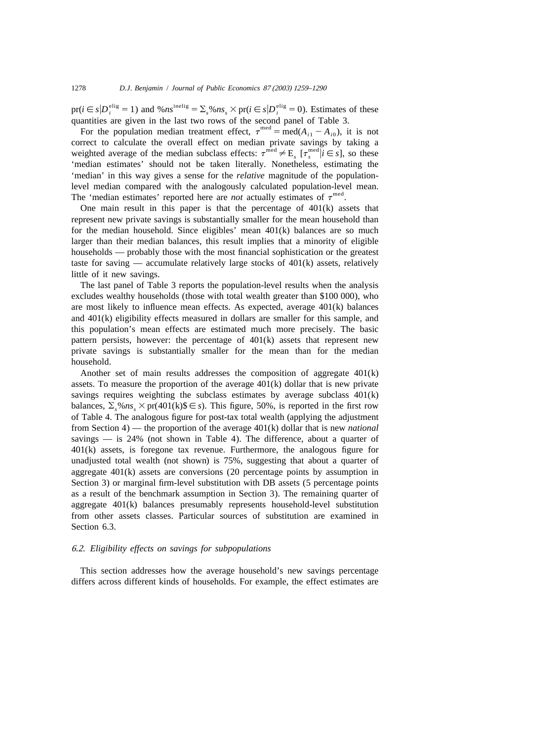$\text{pr}(i \in s | D_i^{\text{elig}} = 1)$ and $\%ns^{\text{inelig}} = \Sigma_s \%ns_s \times \text{pr}(i \in s | D_i^{\text{elig}} = 0)$. Estimates of these quantities are given in the last two rows of the second panel of Table 3.

For the population median treatment effect, $\tau^{\text{med}} = \text{med}(A_{i1} - A_{i0})$, it is not correct to calculate the overall effect on median private savings by taking a weighted average of the median subclass effects: $\tau^{\text{med}} \neq \text{E}_s\ [\tau_s^{\text{med}} | i \in s]$, so these 'median estimates' should not be taken literally. Nonetheless, estimating the 'median' in this way gives a sense for the *relative* magnitude of the population-level median compared with the analogously calculated population-level mean. The 'median estimates' reported here are *not* actually estimates of $\tau^{\text{med}}$.

One main result in this paper is that the percentage of 401(k) assets that represent new private savings is substantially smaller for the mean household than for the median household. Since eligibles' mean 401(k) balances are so much larger than their median balances, this result implies that a minority of eligible households — probably those with the most financial sophistication or the greatest taste for saving — accumulate relatively large stocks of 401(k) assets, relatively little of it new savings.

The last panel of Table 3 reports the population-level results when the analysis excludes wealthy households (those with total wealth greater than $100 000), who are most likely to influence mean effects. As expected, average 401(k) balances and 401(k) eligibility effects measured in dollars are smaller for this sample, and this population's mean effects are estimated much more precisely. The basic pattern persists, however: the percentage of 401(k) assets that represent new private savings is substantially smaller for the mean than for the median household.

Another set of main results addresses the composition of aggregate 401(k) assets. To measure the proportion of the average 401(k) dollar that is new private savings requires weighting the subclass estimates by average subclass 401(k) balances, $\Sigma_s \%ns_s \times \text{pr}(401(\text{k})\$ \in s)$. This figure, 50%, is reported in the first row of Table 4. The analogous figure for post-tax total wealth (applying the adjustment from Section 4) — the proportion of the average 401(k) dollar that is new *national* savings — is 24% (not shown in Table 4). The difference, about a quarter of 401(k) assets, is foregone tax revenue. Furthermore, the analogous figure for unadjusted total wealth (not shown) is 75%, suggesting that about a quarter of aggregate 401(k) assets are conversions (20 percentage points by assumption in Section 3) or marginal firm-level substitution with DB assets (5 percentage points as a result of the benchmark assumption in Section 3). The remaining quarter of aggregate 401(k) balances presumably represents household-level substitution from other assets classes. Particular sources of substitution are examined in Section 6.3.

### *6.2. Eligibility effects on savings for subpopulations*

This section addresses how the average household's new savings percentage differs across different kinds of households. For example, the effect estimates are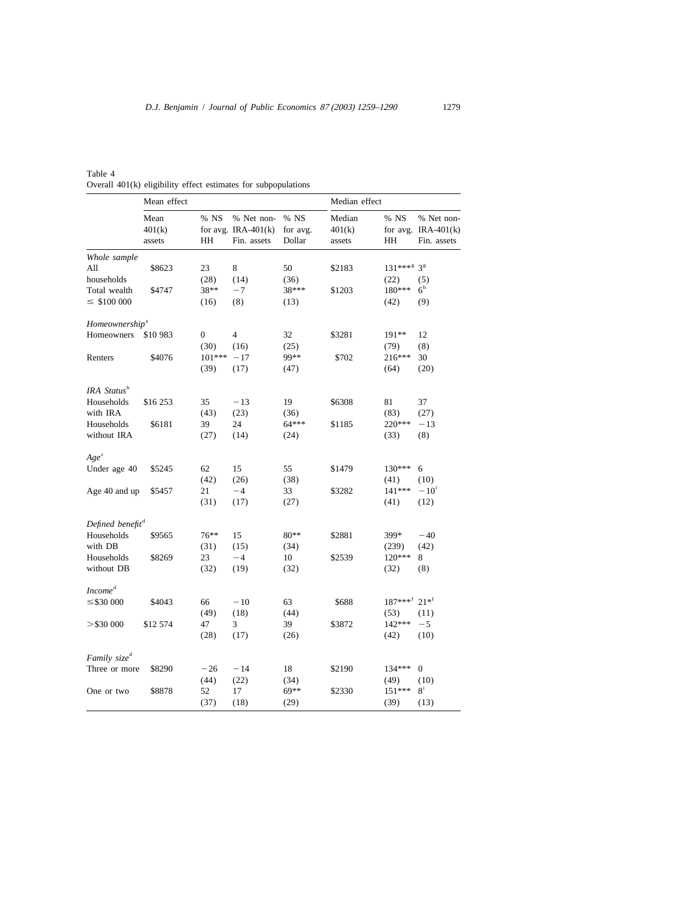Table 4
Overall 401(k) eligibility effect estimates for subpopulations

| | Mean effect | | | | Median effect | | |
|---|---|---|---|---|---|---|---|
| | Mean 401(k) assets | % NS for avg. HH | % Net non-IRA-401(k) Fin. assets | % NS for avg. Dollar | Median 401(k) assets | % NS for avg. HH | % Net non-IRA-401(k) Fin. assets |
| *Whole sample* | | | | | | | |
| All households | \$8623 | 23 (28) | 8 (14) | 50 (36) | \$2183 | 131***[g] (22) | 3[g] (5) |
| Total wealth ≤ \$100 000 | \$4747 | 38** (16) | −7 (8) | 38*** (13) | \$1203 | 180*** (42) | 6[h] (9) |
| *Homeownership*[a] | | | | | | | |
| Homeowners | \$10 983 | 0 (30) | 4 (16) | 32 (25) | \$3281 | 191** (79) | 12 (8) |
| Renters | \$4076 | 101*** (39) | −17 (17) | 99** (47) | \$702 | 216*** (64) | 30 (20) |
| *IRA Status*[b] | | | | | | | |
| Households with IRA | \$16 253 | 35 (43) | −13 (23) | 19 (36) | \$6308 | 81 (83) | 37 (27) |
| Households without IRA | \$6181 | 39 (27) | 24 (14) | 64*** (24) | \$1185 | 220*** (33) | −13 (8) |
| *Age*[c] | | | | | | | |
| Under age 40 | \$5245 | 62 (42) | 15 (26) | 55 (38) | \$1479 | 130*** (41) | 6 (10) |
| Age 40 and up | \$5457 | 21 (31) | −4 (17) | 33 (27) | \$3282 | 141*** (41) | −10[i] (12) |
| *Defined benefit*[d] | | | | | | | |
| Households with DB | \$9565 | 76** (31) | 15 (15) | 80** (34) | \$2881 | 399* (239) | −40 (42) |
| Households without DB | \$8269 | 23 (32) | −4 (19) | 10 (32) | \$2539 | 120*** (32) | 8 (8) |
| *Income*[d] | | | | | | | |
| ≤\$30 000 | \$4043 | 66 (49) | −10 (18) | 63 (44) | \$688 | 187***[f] (53) | 21*[f] (11) |
| >\$30 000 | \$12 574 | 47 (28) | 3 (17) | 39 (26) | \$3872 | 142*** (42) | −5 (10) |
| *Family size*[d] | | | | | | | |
| Three or more | \$8290 | −26 (44) | −14 (22) | 18 (34) | \$2190 | 134*** (49) | 0 (10) |
| One or two | \$8878 | 52 (37) | 17 (18) | 69** (29) | \$2330 | 151*** (39) | 8[i] (13) |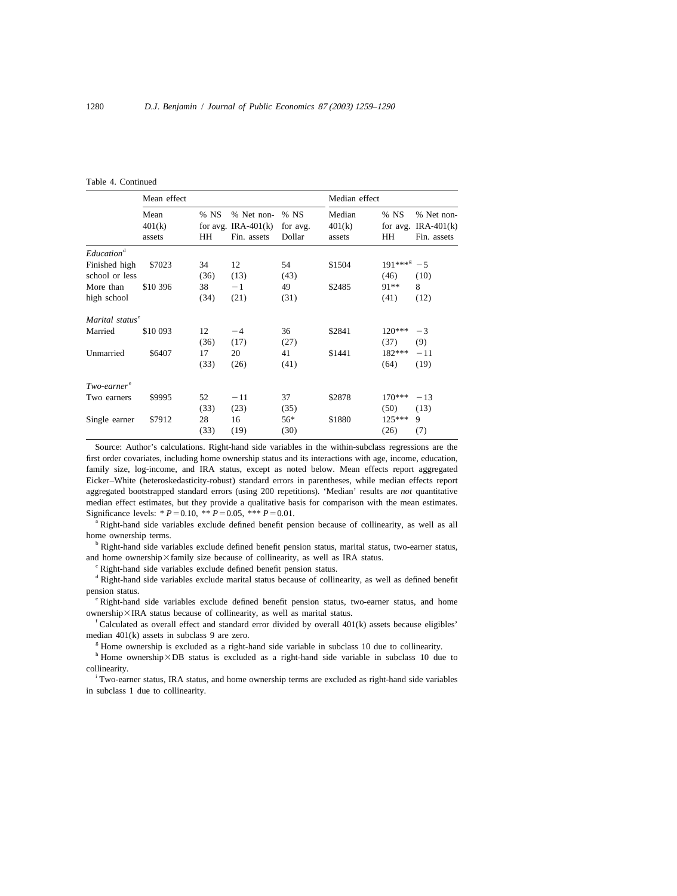Table 4. Continued

| | Mean effect | | | | Median effect | | |
|---|---|---|---|---|---|---|---|
| | Mean 401(k) assets | % NS for avg. HH | % Net non-IRA-401(k) Fin. assets | % NS for avg. Dollar | Median 401(k) assets | % NS for avg. HH | % Net non-IRA-401(k) Fin. assets |
| *Education*[d] | | | | | | | |
| Finished high school or less | \$7023 | 34 (36) | 12 (13) | 54 (43) | \$1504 | 191***[g] (46) | −5 (10) |
| More than high school | \$10 396 | 38 (34) | −1 (21) | 49 (31) | \$2485 | 91** (41) | 8 (12) |
| *Marital status*[e] | | | | | | | |
| Married | \$10 093 | 12 (36) | −4 (17) | 36 (27) | \$2841 | 120*** (37) | −3 (9) |
| Unmarried | \$6407 | 17 (33) | 20 (26) | 41 (41) | \$1441 | 182*** (64) | −11 (19) |
| *Two-earner*[e] | | | | | | | |
| Two earners | \$9995 | 52 (33) | −11 (23) | 37 (35) | \$2878 | 170*** (50) | −13 (13) |
| Single earner | \$7912 | 28 (33) | 16 (19) | 56* (30) | \$1880 | 125*** (26) | 9 (7) |

Source: Author's calculations. Right-hand side variables in the within-subclass regressions are the first order covariates, including home ownership status and its interactions with age, income, education, family size, log-income, and IRA status, except as noted below. Mean effects report aggregated Eicker–White (heteroskedasticity-robust) standard errors in parentheses, while median effects report aggregated bootstrapped standard errors (using 200 repetitions). 'Median' results are *not* quantitative median effect estimates, but they provide a qualitative basis for comparison with the mean estimates. Significance levels: * $P=0.10$, ** $P=0.05$, *** $P=0.01$.

[a] Right-hand side variables exclude defined benefit pension because of collinearity, as well as all home ownership terms.

[b] Right-hand side variables exclude defined benefit pension status, marital status, two-earner status, and home ownership×family size because of collinearity, as well as IRA status.

[c] Right-hand side variables exclude defined benefit pension status.

[d] Right-hand side variables exclude marital status because of collinearity, as well as defined benefit pension status.

[e] Right-hand side variables exclude defined benefit pension status, two-earner status, and home ownership×IRA status because of collinearity, as well as marital status.

[f] Calculated as overall effect and standard error divided by overall 401(k) assets because eligibles' median 401(k) assets in subclass 9 are zero.

[g] Home ownership is excluded as a right-hand side variable in subclass 10 due to collinearity.

[h] Home ownership×DB status is excluded as a right-hand side variable in subclass 10 due to collinearity.

[i] Two-earner status, IRA status, and home ownership terms are excluded as right-hand side variables in subclass 1 due to collinearity.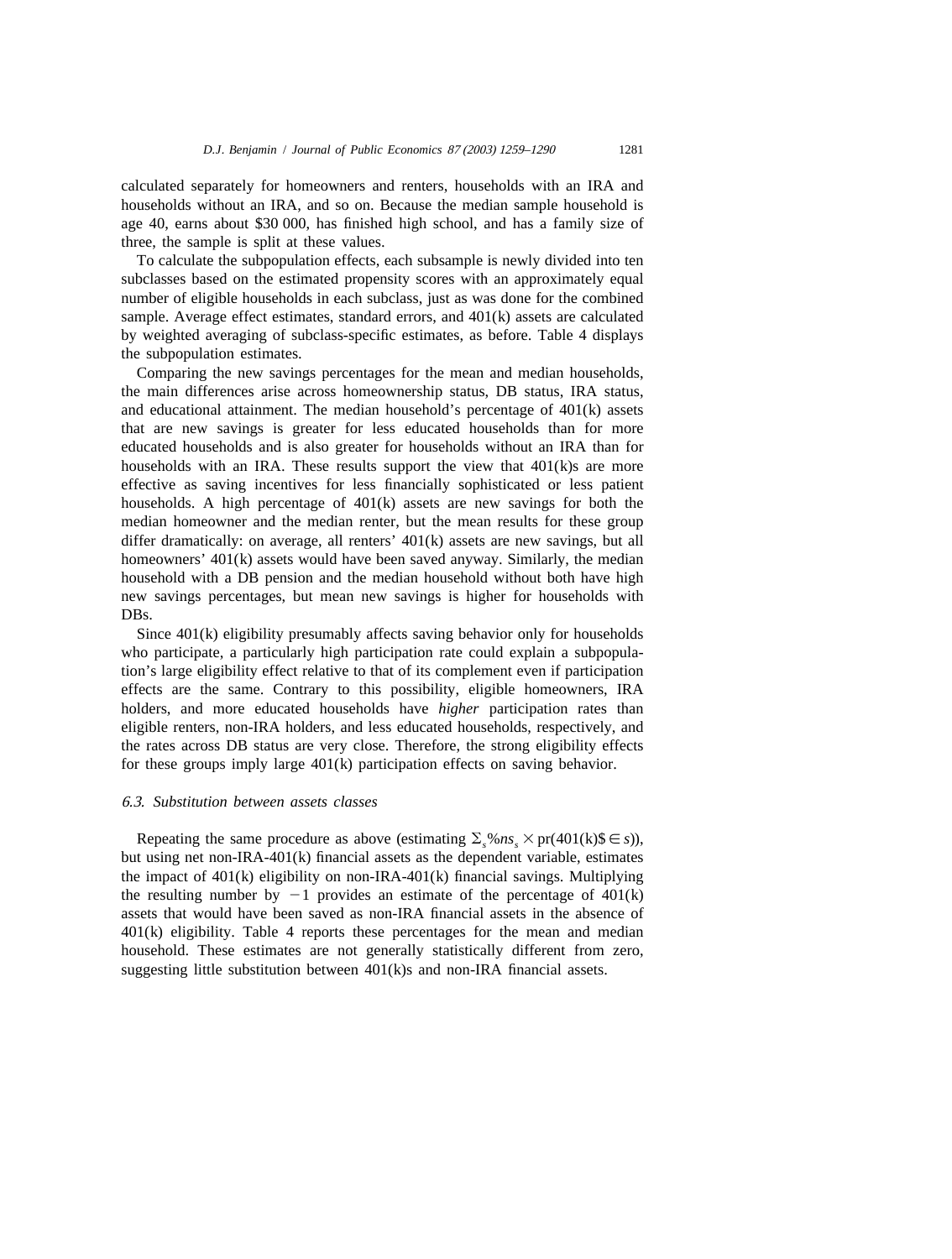calculated separately for homeowners and renters, households with an IRA and households without an IRA, and so on. Because the median sample household is age 40, earns about \$30 000, has finished high school, and has a family size of three, the sample is split at these values.

To calculate the subpopulation effects, each subsample is newly divided into ten subclasses based on the estimated propensity scores with an approximately equal number of eligible households in each subclass, just as was done for the combined sample. Average effect estimates, standard errors, and 401(k) assets are calculated by weighted averaging of subclass-specific estimates, as before. Table 4 displays the subpopulation estimates.

Comparing the new savings percentages for the mean and median households, the main differences arise across homeownership status, DB status, IRA status, and educational attainment. The median household's percentage of 401(k) assets that are new savings is greater for less educated households than for more educated households and is also greater for households without an IRA than for households with an IRA. These results support the view that 401(k)s are more effective as saving incentives for less financially sophisticated or less patient households. A high percentage of 401(k) assets are new savings for both the median homeowner and the median renter, but the mean results for these group differ dramatically: on average, all renters' 401(k) assets are new savings, but all homeowners' 401(k) assets would have been saved anyway. Similarly, the median household with a DB pension and the median household without both have high new savings percentages, but mean new savings is higher for households with DBs.

Since 401(k) eligibility presumably affects saving behavior only for households who participate, a particularly high participation rate could explain a subpopulation's large eligibility effect relative to that of its complement even if participation effects are the same. Contrary to this possibility, eligible homeowners, IRA holders, and more educated households have *higher* participation rates than eligible renters, non-IRA holders, and less educated households, respectively, and the rates across DB status are very close. Therefore, the strong eligibility effects for these groups imply large 401(k) participation effects on saving behavior.

### *6.3. Substitution between assets classes*

Repeating the same procedure as above (estimating $\Sigma_s \% ns_s \times \text{pr}(401(\text{k})\$ \in s)$), but using net non-IRA-401(k) financial assets as the dependent variable, estimates the impact of 401(k) eligibility on non-IRA-401(k) financial savings. Multiplying the resulting number by $-1$ provides an estimate of the percentage of 401(k) assets that would have been saved as non-IRA financial assets in the absence of 401(k) eligibility. Table 4 reports these percentages for the mean and median household. These estimates are not generally statistically different from zero, suggesting little substitution between 401(k)s and non-IRA financial assets.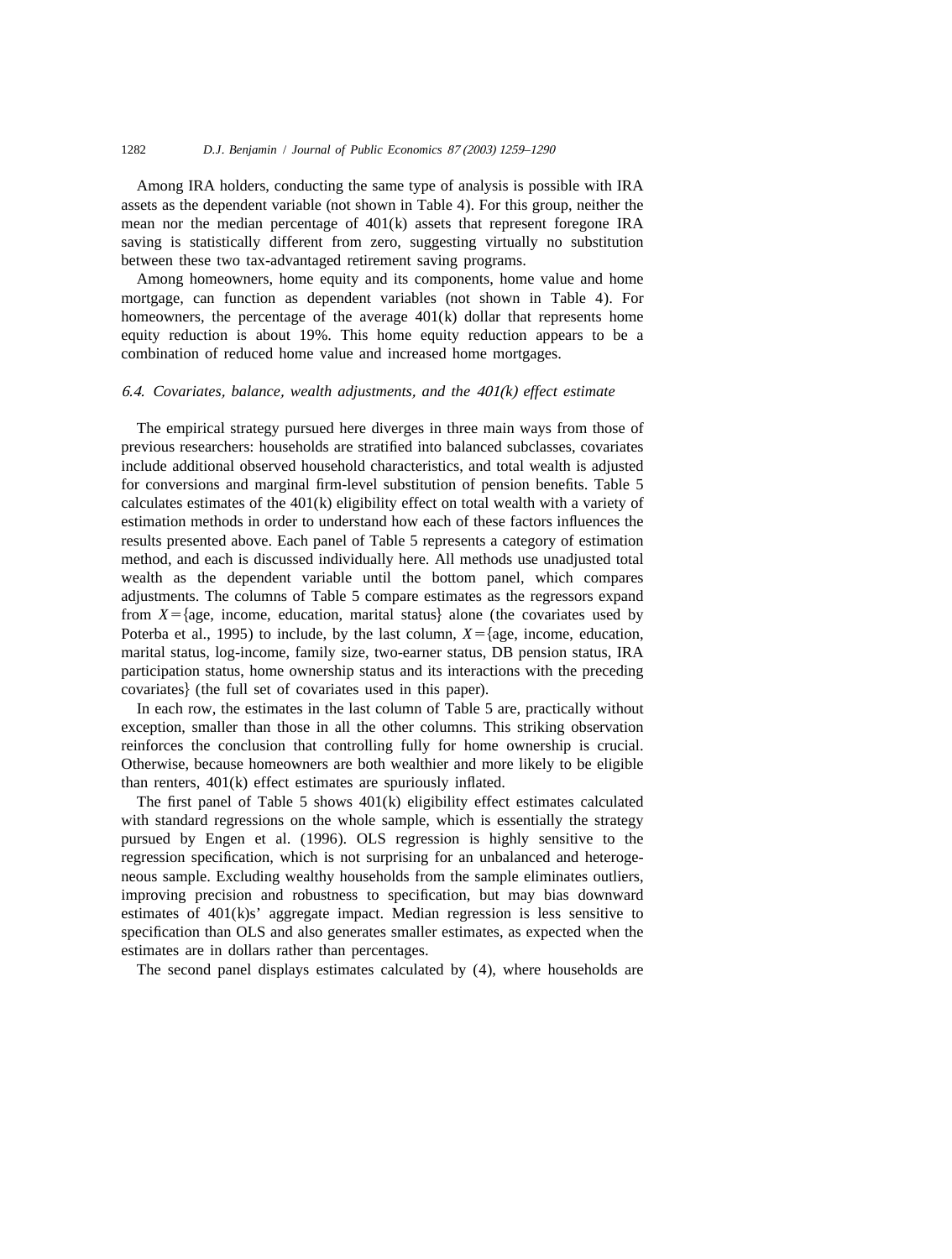Among IRA holders, conducting the same type of analysis is possible with IRA assets as the dependent variable (not shown in Table 4). For this group, neither the mean nor the median percentage of 401(k) assets that represent foregone IRA saving is statistically different from zero, suggesting virtually no substitution between these two tax-advantaged retirement saving programs.

Among homeowners, home equity and its components, home value and home mortgage, can function as dependent variables (not shown in Table 4). For homeowners, the percentage of the average 401(k) dollar that represents home equity reduction is about 19%. This home equity reduction appears to be a combination of reduced home value and increased home mortgages.

### *6.4. Covariates, balance, wealth adjustments, and the 401(k) effect estimate*

The empirical strategy pursued here diverges in three main ways from those of previous researchers: households are stratified into balanced subclasses, covariates include additional observed household characteristics, and total wealth is adjusted for conversions and marginal firm-level substitution of pension benefits. Table 5 calculates estimates of the 401(k) eligibility effect on total wealth with a variety of estimation methods in order to understand how each of these factors influences the results presented above. Each panel of Table 5 represents a category of estimation method, and each is discussed individually here. All methods use unadjusted total wealth as the dependent variable until the bottom panel, which compares adjustments. The columns of Table 5 compare estimates as the regressors expand from $X=\{$age, income, education, marital status$\}$ alone (the covariates used by Poterba et al., 1995) to include, by the last column, $X=\{$age, income, education, marital status, log-income, family size, two-earner status, DB pension status, IRA participation status, home ownership status and its interactions with the preceding covariates$\}$ (the full set of covariates used in this paper).

In each row, the estimates in the last column of Table 5 are, practically without exception, smaller than those in all the other columns. This striking observation reinforces the conclusion that controlling fully for home ownership is crucial. Otherwise, because homeowners are both wealthier and more likely to be eligible than renters, 401(k) effect estimates are spuriously inflated.

The first panel of Table 5 shows 401(k) eligibility effect estimates calculated with standard regressions on the whole sample, which is essentially the strategy pursued by Engen et al. (1996). OLS regression is highly sensitive to the regression specification, which is not surprising for an unbalanced and heterogeneous sample. Excluding wealthy households from the sample eliminates outliers, improving precision and robustness to specification, but may bias downward estimates of 401(k)s' aggregate impact. Median regression is less sensitive to specification than OLS and also generates smaller estimates, as expected when the estimates are in dollars rather than percentages.

The second panel displays estimates calculated by (4), where households are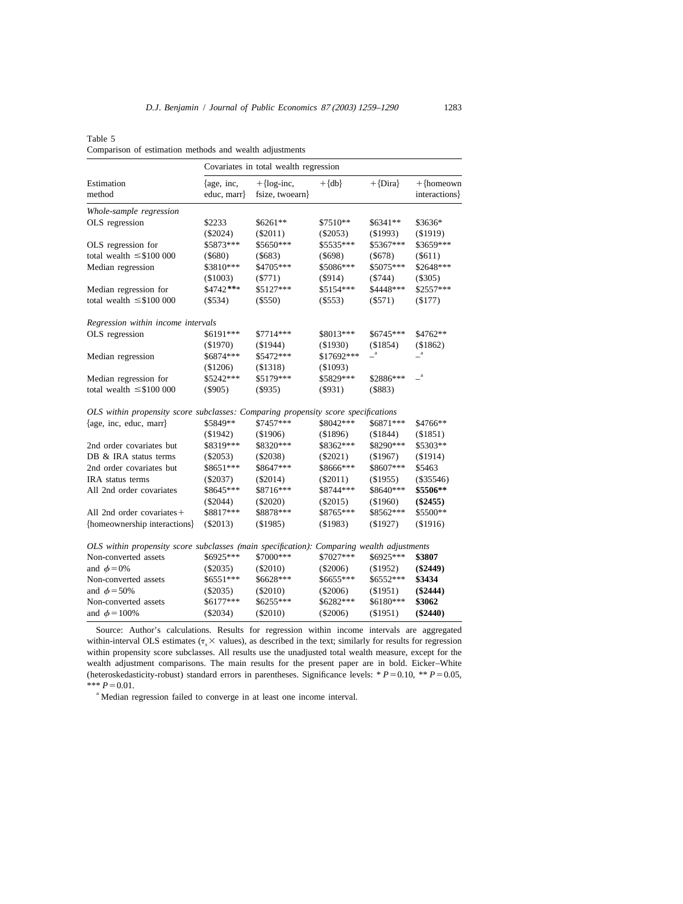Table 5

Comparison of estimation methods and wealth adjustments

| Estimation method | Covariates in total wealth regression | | | | |
|---|---|---|---|---|---|
| | {age, inc, educ, marr} | +{log-inc, fsize, twoearn} | +{db} | +{Dira} | +{homeown interactions} |
| *Whole-sample regression* | | | | | |
| OLS regression | \$2233 | \$6261** | \$7510** | \$6341** | \$3636* |
| | (\$2024) | (\$2011) | (\$2053) | (\$1993) | (\$1919) |
| OLS regression for total wealth ≤\$100 000 | \$5873*** | \$5650*** | \$5535*** | \$5367*** | \$3659*** |
| | (\$680) | (\$683) | (\$698) | (\$678) | (\$611) |
| Median regression | \$3810*** | \$4705*** | \$5086*** | \$5075*** | \$2648*** |
| | (\$1003) | (\$771) | (\$914) | (\$744) | (\$305) |
| Median regression for total wealth ≤\$100 000 | \$4742*** | \$5127*** | \$5154*** | \$4448*** | \$2557*** |
| | (\$534) | (\$550) | (\$553) | (\$571) | (\$177) |
| *Regression within income intervals* | | | | | |
| OLS regression | \$6191*** | \$7714*** | \$8013*** | \$6745*** | \$4762** |
| | (\$1970) | (\$1944) | (\$1930) | (\$1854) | (\$1862) |
| Median regression | \$6874*** | \$5472*** | \$17692*** | –[a] | –[a] |
| | (\$1206) | (\$1318) | (\$1093) | | |
| Median regression for total wealth ≤\$100 000 | \$5242*** | \$5179*** | \$5829*** | \$2886*** | –[a] |
| | (\$905) | (\$935) | (\$931) | (\$883) | |
| *OLS within propensity score subclasses: Comparing propensity score specifications* | | | | | |
| {age, inc, educ, marr} | \$5849** | \$7457*** | \$8042*** | \$6871*** | \$4766** |
| | (\$1942) | (\$1906) | (\$1896) | (\$1844) | (\$1851) |
| 2nd order covariates but DB & IRA status terms | \$8319*** | \$8320*** | \$8362*** | \$8290*** | \$5303** |
| | (\$2053) | (\$2038) | (\$2021) | (\$1967) | (\$1914) |
| 2nd order covariates but IRA status terms | \$8651*** | \$8647*** | \$8666*** | \$8607*** | \$5463 |
| | (\$2037) | (\$2014) | (\$2011) | (\$1955) | (\$35546) |
| All 2nd order covariates | \$8645*** | \$8716*** | \$8744*** | \$8640*** | **\$5506**** |
| | (\$2044) | (\$2020) | (\$2015) | (\$1960) | **(\$2455)** |
| All 2nd order covariates+ {homeownership interactions} | \$8817*** | \$8878*** | \$8765*** | \$8562*** | \$5500** |
| | (\$2013) | (\$1985) | (\$1983) | (\$1927) | (\$1916) |
| *OLS within propensity score subclasses (main specification): Comparing wealth adjustments* | | | | | |
| Non-converted assets and $\phi=0\%$ | \$6925*** | \$7000*** | \$7027*** | \$6925*** | **\$3807** |
| | (\$2035) | (\$2010) | (\$2006) | (\$1952) | **(\$2449)** |
| Non-converted assets and $\phi=50\%$ | \$6551*** | \$6628*** | \$6655*** | \$6552*** | **\$3434** |
| | (\$2035) | (\$2010) | (\$2006) | (\$1951) | **(\$2444)** |
| Non-converted assets and $\phi=100\%$ | \$6177*** | \$6255*** | \$6282*** | \$6180*** | **\$3062** |
| | (\$2034) | (\$2010) | (\$2006) | (\$1951) | **(\$2440)** |

Source: Author's calculations. Results for regression within income intervals are aggregated within-interval OLS estimates ($\tau_s\times$ values), as described in the text; similarly for results for regression within propensity score subclasses. All results use the unadjusted total wealth measure, except for the wealth adjustment comparisons. The main results for the present paper are in bold. Eicker–White (heteroskedasticity-robust) standard errors in parentheses. Significance levels: * $P=0.10$, ** $P=0.05$, *** $P=0.01$.

[a] Median regression failed to converge in at least one income interval.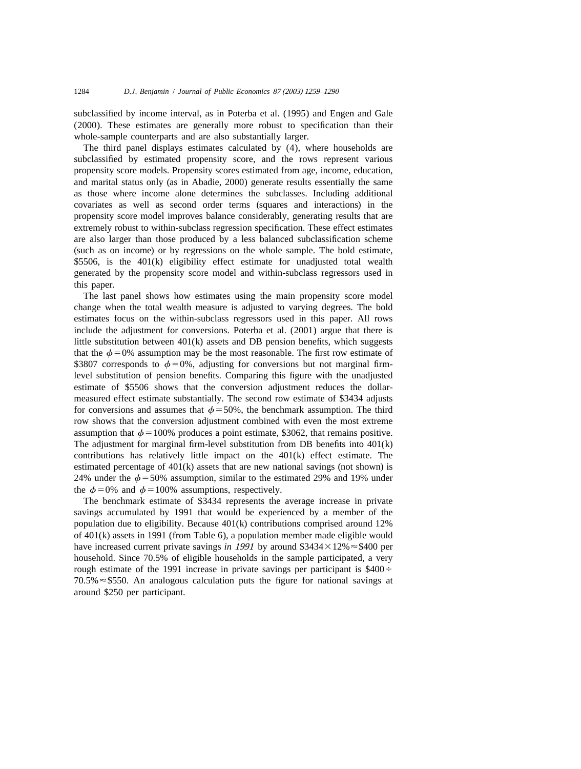subclassified by income interval, as in Poterba et al. (1995) and Engen and Gale (2000). These estimates are generally more robust to specification than their whole-sample counterparts and are also substantially larger.

The third panel displays estimates calculated by (4), where households are subclassified by estimated propensity score, and the rows represent various propensity score models. Propensity scores estimated from age, income, education, and marital status only (as in Abadie, 2000) generate results essentially the same as those where income alone determines the subclasses. Including additional covariates as well as second order terms (squares and interactions) in the propensity score model improves balance considerably, generating results that are extremely robust to within-subclass regression specification. These effect estimates are also larger than those produced by a less balanced subclassification scheme (such as on income) or by regressions on the whole sample. The bold estimate, \$5506, is the 401(k) eligibility effect estimate for unadjusted total wealth generated by the propensity score model and within-subclass regressors used in this paper.

The last panel shows how estimates using the main propensity score model change when the total wealth measure is adjusted to varying degrees. The bold estimates focus on the within-subclass regressors used in this paper. All rows include the adjustment for conversions. Poterba et al. (2001) argue that there is little substitution between 401(k) assets and DB pension benefits, which suggests that the $\phi = 0\%$ assumption may be the most reasonable. The first row estimate of \$3807 corresponds to $\phi = 0\%$, adjusting for conversions but not marginal firm-level substitution of pension benefits. Comparing this figure with the unadjusted estimate of \$5506 shows that the conversion adjustment reduces the dollar-measured effect estimate substantially. The second row estimate of \$3434 adjusts for conversions and assumes that $\phi = 50\%$, the benchmark assumption. The third row shows that the conversion adjustment combined with even the most extreme assumption that $\phi = 100\%$ produces a point estimate, \$3062, that remains positive. The adjustment for marginal firm-level substitution from DB benefits into 401(k) contributions has relatively little impact on the 401(k) effect estimate. The estimated percentage of 401(k) assets that are new national savings (not shown) is 24% under the $\phi = 50\%$ assumption, similar to the estimated 29% and 19% under the $\phi = 0\%$ and $\phi = 100\%$ assumptions, respectively.

The benchmark estimate of \$3434 represents the average increase in private savings accumulated by 1991 that would be experienced by a member of the population due to eligibility. Because 401(k) contributions comprised around 12% of 401(k) assets in 1991 (from Table 6), a population member made eligible would have increased current private savings *in 1991* by around $\$3434 \times 12\% \approx \$400$ per household. Since 70.5% of eligible households in the sample participated, a very rough estimate of the 1991 increase in private savings per participant is $\$400 \div 70.5\% \approx \$550$. An analogous calculation puts the figure for national savings at around \$250 per participant.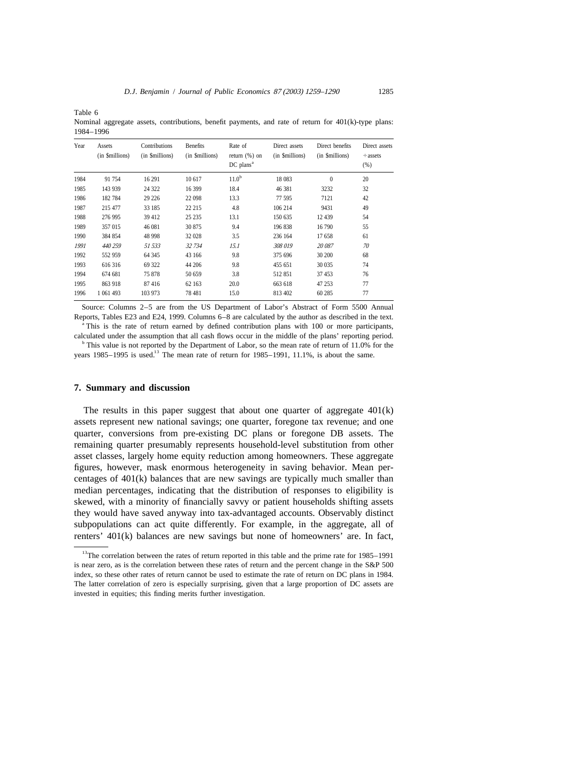Table 6
Nominal aggregate assets, contributions, benefit payments, and rate of return for 401(k)-type plans: 1984–1996

| Year | Assets (in $millions) | Contributions (in $millions) | Benefits (in $millions) | Rate of return (%) on DC plans[a] | Direct assets (in $millions) | Direct benefits (in $millions) | Direct assets ÷ assets (%) |
|---|---|---|---|---|---|---|---|
| 1984 | 91 754 | 16 291 | 10 617 | 11.0[b] | 18 083 | 0 | 20 |
| 1985 | 143 939 | 24 322 | 16 399 | 18.4 | 46 381 | 3232 | 32 |
| 1986 | 182 784 | 29 226 | 22 098 | 13.3 | 77 595 | 7121 | 42 |
| 1987 | 215 477 | 33 185 | 22 215 | 4.8 | 106 214 | 9431 | 49 |
| 1988 | 276 995 | 39 412 | 25 235 | 13.1 | 150 635 | 12 439 | 54 |
| 1989 | 357 015 | 46 081 | 30 875 | 9.4 | 196 838 | 16 790 | 55 |
| 1990 | 384 854 | 48 998 | 32 028 | 3.5 | 236 164 | 17 658 | 61 |
| *1991* | *440 259* | *51 533* | *32 734* | *15.1* | *308 019* | *20 087* | *70* |
| 1992 | 552 959 | 64 345 | 43 166 | 9.8 | 375 696 | 30 200 | 68 |
| 1993 | 616 316 | 69 322 | 44 206 | 9.8 | 455 651 | 30 035 | 74 |
| 1994 | 674 681 | 75 878 | 50 659 | 3.8 | 512 851 | 37 453 | 76 |
| 1995 | 863 918 | 87 416 | 62 163 | 20.0 | 663 618 | 47 253 | 77 |
| 1996 | 1 061 493 | 103 973 | 78 481 | 15.0 | 813 402 | 60 285 | 77 |

Source: Columns 2–5 are from the US Department of Labor's Abstract of Form 5500 Annual Reports, Tables E23 and E24, 1999. Columns 6–8 are calculated by the author as described in the text.

[a] This is the rate of return earned by defined contribution plans with 100 or more participants, calculated under the assumption that all cash flows occur in the middle of the plans' reporting period.

[b] This value is not reported by the Department of Labor, so the mean rate of return of 11.0% for the years 1985–1995 is used.[13] The mean rate of return for 1985–1991, 11.1%, is about the same.

## 7. Summary and discussion

The results in this paper suggest that about one quarter of aggregate 401(k) assets represent new national savings; one quarter, foregone tax revenue; and one quarter, conversions from pre-existing DC plans or foregone DB assets. The remaining quarter presumably represents household-level substitution from other asset classes, largely home equity reduction among homeowners. These aggregate figures, however, mask enormous heterogeneity in saving behavior. Mean percentages of 401(k) balances that are new savings are typically much smaller than median percentages, indicating that the distribution of responses to eligibility is skewed, with a minority of financially savvy or patient households shifting assets they would have saved anyway into tax-advantaged accounts. Observably distinct subpopulations can act quite differently. For example, in the aggregate, all of renters' 401(k) balances are new savings but none of homeowners' are. In fact,

[13] The correlation between the rates of return reported in this table and the prime rate for 1985–1991 is near zero, as is the correlation between these rates of return and the percent change in the S&P 500 index, so these other rates of return cannot be used to estimate the rate of return on DC plans in 1984. The latter correlation of zero is especially surprising, given that a large proportion of DC assets are invested in equities; this finding merits further investigation.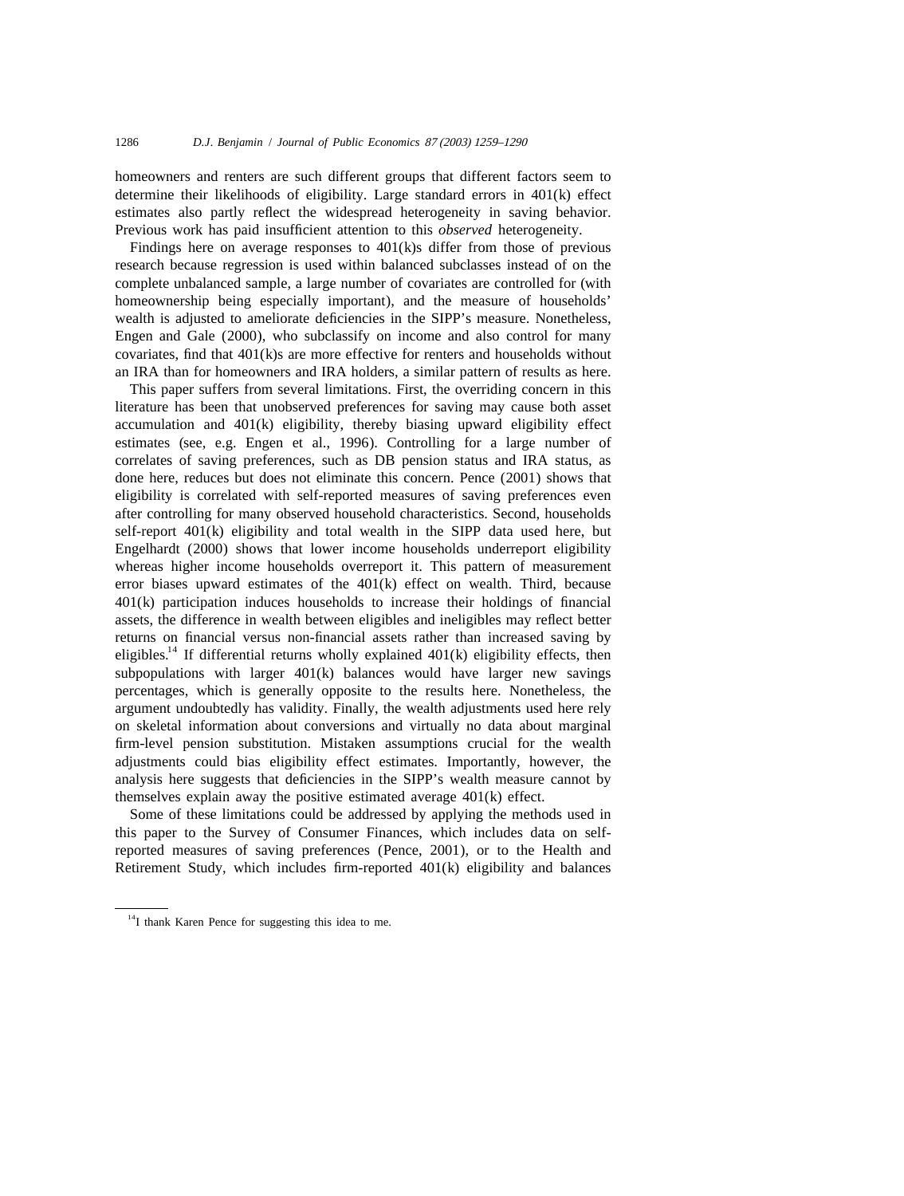homeowners and renters are such different groups that different factors seem to determine their likelihoods of eligibility. Large standard errors in 401(k) effect estimates also partly reflect the widespread heterogeneity in saving behavior. Previous work has paid insufficient attention to this *observed* heterogeneity.

Findings here on average responses to 401(k)s differ from those of previous research because regression is used within balanced subclasses instead of on the complete unbalanced sample, a large number of covariates are controlled for (with homeownership being especially important), and the measure of households' wealth is adjusted to ameliorate deficiencies in the SIPP's measure. Nonetheless, Engen and Gale (2000), who subclassify on income and also control for many covariates, find that 401(k)s are more effective for renters and households without an IRA than for homeowners and IRA holders, a similar pattern of results as here.

This paper suffers from several limitations. First, the overriding concern in this literature has been that unobserved preferences for saving may cause both asset accumulation and 401(k) eligibility, thereby biasing upward eligibility effect estimates (see, e.g. Engen et al., 1996). Controlling for a large number of correlates of saving preferences, such as DB pension status and IRA status, as done here, reduces but does not eliminate this concern. Pence (2001) shows that eligibility is correlated with self-reported measures of saving preferences even after controlling for many observed household characteristics. Second, households self-report 401(k) eligibility and total wealth in the SIPP data used here, but Engelhardt (2000) shows that lower income households underreport eligibility whereas higher income households overreport it. This pattern of measurement error biases upward estimates of the 401(k) effect on wealth. Third, because 401(k) participation induces households to increase their holdings of financial assets, the difference in wealth between eligibles and ineligibles may reflect better returns on financial versus non-financial assets rather than increased saving by eligibles.[14] If differential returns wholly explained 401(k) eligibility effects, then subpopulations with larger 401(k) balances would have larger new savings percentages, which is generally opposite to the results here. Nonetheless, the argument undoubtedly has validity. Finally, the wealth adjustments used here rely on skeletal information about conversions and virtually no data about marginal firm-level pension substitution. Mistaken assumptions crucial for the wealth adjustments could bias eligibility effect estimates. Importantly, however, the analysis here suggests that deficiencies in the SIPP's wealth measure cannot by themselves explain away the positive estimated average 401(k) effect.

Some of these limitations could be addressed by applying the methods used in this paper to the Survey of Consumer Finances, which includes data on self-reported measures of saving preferences (Pence, 2001), or to the Health and Retirement Study, which includes firm-reported 401(k) eligibility and balances

[14] I thank Karen Pence for suggesting this idea to me.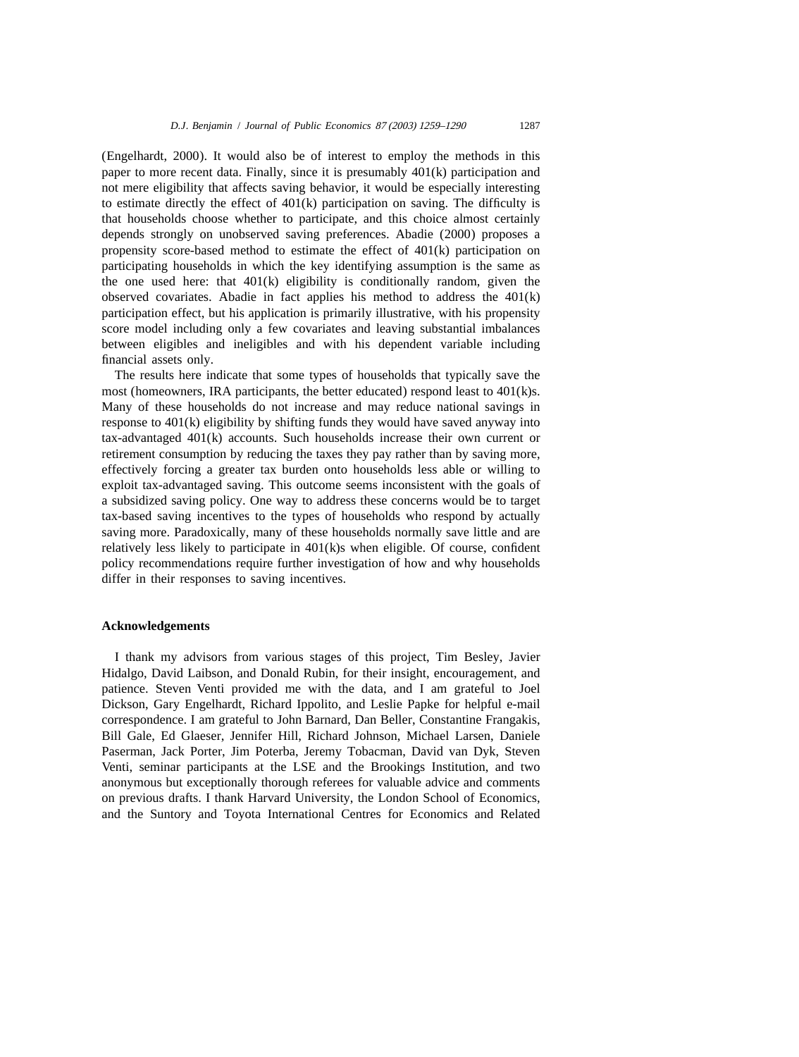(Engelhardt, 2000). It would also be of interest to employ the methods in this paper to more recent data. Finally, since it is presumably 401(k) participation and not mere eligibility that affects saving behavior, it would be especially interesting to estimate directly the effect of 401(k) participation on saving. The difficulty is that households choose whether to participate, and this choice almost certainly depends strongly on unobserved saving preferences. Abadie (2000) proposes a propensity score-based method to estimate the effect of 401(k) participation on participating households in which the key identifying assumption is the same as the one used here: that 401(k) eligibility is conditionally random, given the observed covariates. Abadie in fact applies his method to address the 401(k) participation effect, but his application is primarily illustrative, with his propensity score model including only a few covariates and leaving substantial imbalances between eligibles and ineligibles and with his dependent variable including financial assets only.

The results here indicate that some types of households that typically save the most (homeowners, IRA participants, the better educated) respond least to 401(k)s. Many of these households do not increase and may reduce national savings in response to 401(k) eligibility by shifting funds they would have saved anyway into tax-advantaged 401(k) accounts. Such households increase their own current or retirement consumption by reducing the taxes they pay rather than by saving more, effectively forcing a greater tax burden onto households less able or willing to exploit tax-advantaged saving. This outcome seems inconsistent with the goals of a subsidized saving policy. One way to address these concerns would be to target tax-based saving incentives to the types of households who respond by actually saving more. Paradoxically, many of these households normally save little and are relatively less likely to participate in 401(k)s when eligible. Of course, confident policy recommendations require further investigation of how and why households differ in their responses to saving incentives.

## Acknowledgements

I thank my advisors from various stages of this project, Tim Besley, Javier Hidalgo, David Laibson, and Donald Rubin, for their insight, encouragement, and patience. Steven Venti provided me with the data, and I am grateful to Joel Dickson, Gary Engelhardt, Richard Ippolito, and Leslie Papke for helpful e-mail correspondence. I am grateful to John Barnard, Dan Beller, Constantine Frangakis, Bill Gale, Ed Glaeser, Jennifer Hill, Richard Johnson, Michael Larsen, Daniele Paserman, Jack Porter, Jim Poterba, Jeremy Tobacman, David van Dyk, Steven Venti, seminar participants at the LSE and the Brookings Institution, and two anonymous but exceptionally thorough referees for valuable advice and comments on previous drafts. I thank Harvard University, the London School of Economics, and the Suntory and Toyota International Centres for Economics and Related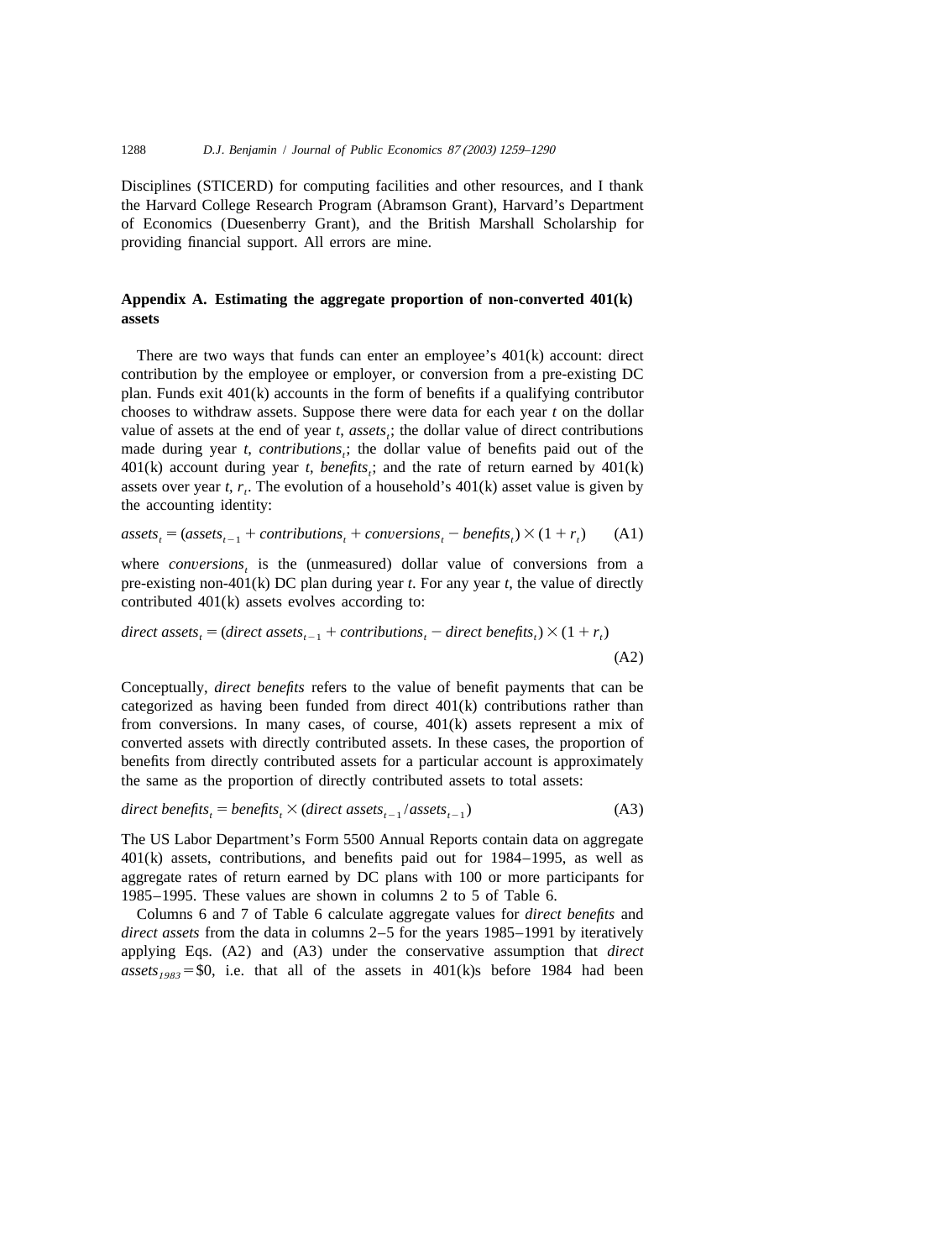Disciplines (STICERD) for computing facilities and other resources, and I thank the Harvard College Research Program (Abramson Grant), Harvard's Department of Economics (Duesenberry Grant), and the British Marshall Scholarship for providing financial support. All errors are mine.

## Appendix A. Estimating the aggregate proportion of non-converted 401(k) assets

There are two ways that funds can enter an employee's 401(k) account: direct contribution by the employee or employer, or conversion from a pre-existing DC plan. Funds exit 401(k) accounts in the form of benefits if a qualifying contributor chooses to withdraw assets. Suppose there were data for each year $t$ on the dollar value of assets at the end of year $t$, $assets_t$; the dollar value of direct contributions made during year $t$, $contributions_t$; the dollar value of benefits paid out of the 401(k) account during year $t$, $benefits_t$; and the rate of return earned by 401(k) assets over year $t$, $r_t$. The evolution of a household's 401(k) asset value is given by the accounting identity:

$$assets_t = (assets_{t-1} + contributions_t + conversions_t - benefits_t) \times (1 + r_t) \qquad \text{(A1)}$$

where $conversions_t$ is the (unmeasured) dollar value of conversions from a pre-existing non-401(k) DC plan during year $t$. For any year $t$, the value of directly contributed 401(k) assets evolves according to:

$$direct\ assets_t = (direct\ assets_{t-1} + contributions_t - direct\ benefits_t) \times (1 + r_t) \qquad \text{(A2)}$$

Conceptually, *direct benefits* refers to the value of benefit payments that can be categorized as having been funded from direct 401(k) contributions rather than from conversions. In many cases, of course, 401(k) assets represent a mix of converted assets with directly contributed assets. In these cases, the proportion of benefits from directly contributed assets for a particular account is approximately the same as the proportion of directly contributed assets to total assets:

$$direct\ benefits_t = benefits_t \times (direct\ assets_{t-1} / assets_{t-1}) \qquad \text{(A3)}$$

The US Labor Department's Form 5500 Annual Reports contain data on aggregate 401(k) assets, contributions, and benefits paid out for 1984–1995, as well as aggregate rates of return earned by DC plans with 100 or more participants for 1985–1995. These values are shown in columns 2 to 5 of Table 6.

Columns 6 and 7 of Table 6 calculate aggregate values for *direct benefits* and *direct assets* from the data in columns 2–5 for the years 1985–1991 by iteratively applying Eqs. (A2) and (A3) under the conservative assumption that $direct\ assets_{1983} = \$0$, i.e. that all of the assets in 401(k)s before 1984 had been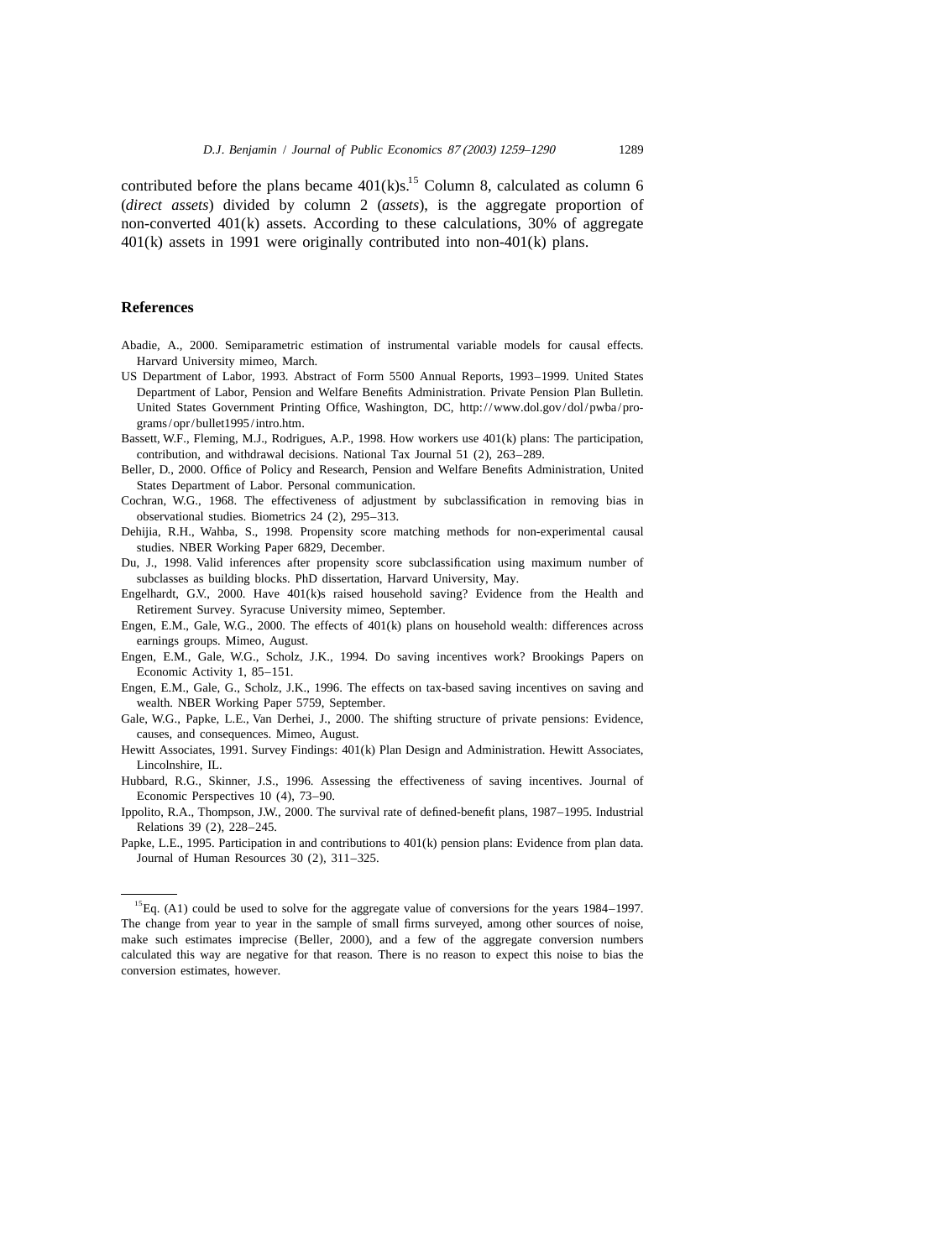contributed before the plans became 401(k)s.[15] Column 8, calculated as column 6 (*direct assets*) divided by column 2 (*assets*), is the aggregate proportion of non-converted 401(k) assets. According to these calculations, 30% of aggregate 401(k) assets in 1991 were originally contributed into non-401(k) plans.

## References

Abadie, A., 2000. Semiparametric estimation of instrumental variable models for causal effects. Harvard University mimeo, March.

US Department of Labor, 1993. Abstract of Form 5500 Annual Reports, 1993–1999. United States Department of Labor, Pension and Welfare Benefits Administration. Private Pension Plan Bulletin. United States Government Printing Office, Washington, DC, http://www.dol.gov/dol/pwba/programs/opr/bullet1995/intro.htm.

Bassett, W.F., Fleming, M.J., Rodrigues, A.P., 1998. How workers use 401(k) plans: The participation, contribution, and withdrawal decisions. National Tax Journal 51 (2), 263–289.

Beller, D., 2000. Office of Policy and Research, Pension and Welfare Benefits Administration, United States Department of Labor. Personal communication.

Cochran, W.G., 1968. The effectiveness of adjustment by subclassification in removing bias in observational studies. Biometrics 24 (2), 295–313.

Dehijia, R.H., Wahba, S., 1998. Propensity score matching methods for non-experimental causal studies. NBER Working Paper 6829, December.

Du, J., 1998. Valid inferences after propensity score subclassification using maximum number of subclasses as building blocks. PhD dissertation, Harvard University, May.

Engelhardt, G.V., 2000. Have 401(k)s raised household saving? Evidence from the Health and Retirement Survey. Syracuse University mimeo, September.

Engen, E.M., Gale, W.G., 2000. The effects of 401(k) plans on household wealth: differences across earnings groups. Mimeo, August.

Engen, E.M., Gale, W.G., Scholz, J.K., 1994. Do saving incentives work? Brookings Papers on Economic Activity 1, 85–151.

Engen, E.M., Gale, G., Scholz, J.K., 1996. The effects on tax-based saving incentives on saving and wealth. NBER Working Paper 5759, September.

Gale, W.G., Papke, L.E., Van Derhei, J., 2000. The shifting structure of private pensions: Evidence, causes, and consequences. Mimeo, August.

Hewitt Associates, 1991. Survey Findings: 401(k) Plan Design and Administration. Hewitt Associates, Lincolnshire, IL.

Hubbard, R.G., Skinner, J.S., 1996. Assessing the effectiveness of saving incentives. Journal of Economic Perspectives 10 (4), 73–90.

Ippolito, R.A., Thompson, J.W., 2000. The survival rate of defined-benefit plans, 1987–1995. Industrial Relations 39 (2), 228–245.

Papke, L.E., 1995. Participation in and contributions to 401(k) pension plans: Evidence from plan data. Journal of Human Resources 30 (2), 311–325.

---

[15] Eq. (A1) could be used to solve for the aggregate value of conversions for the years 1984–1997. The change from year to year in the sample of small firms surveyed, among other sources of noise, make such estimates imprecise (Beller, 2000), and a few of the aggregate conversion numbers calculated this way are negative for that reason. There is no reason to expect this noise to bias the conversion estimates, however.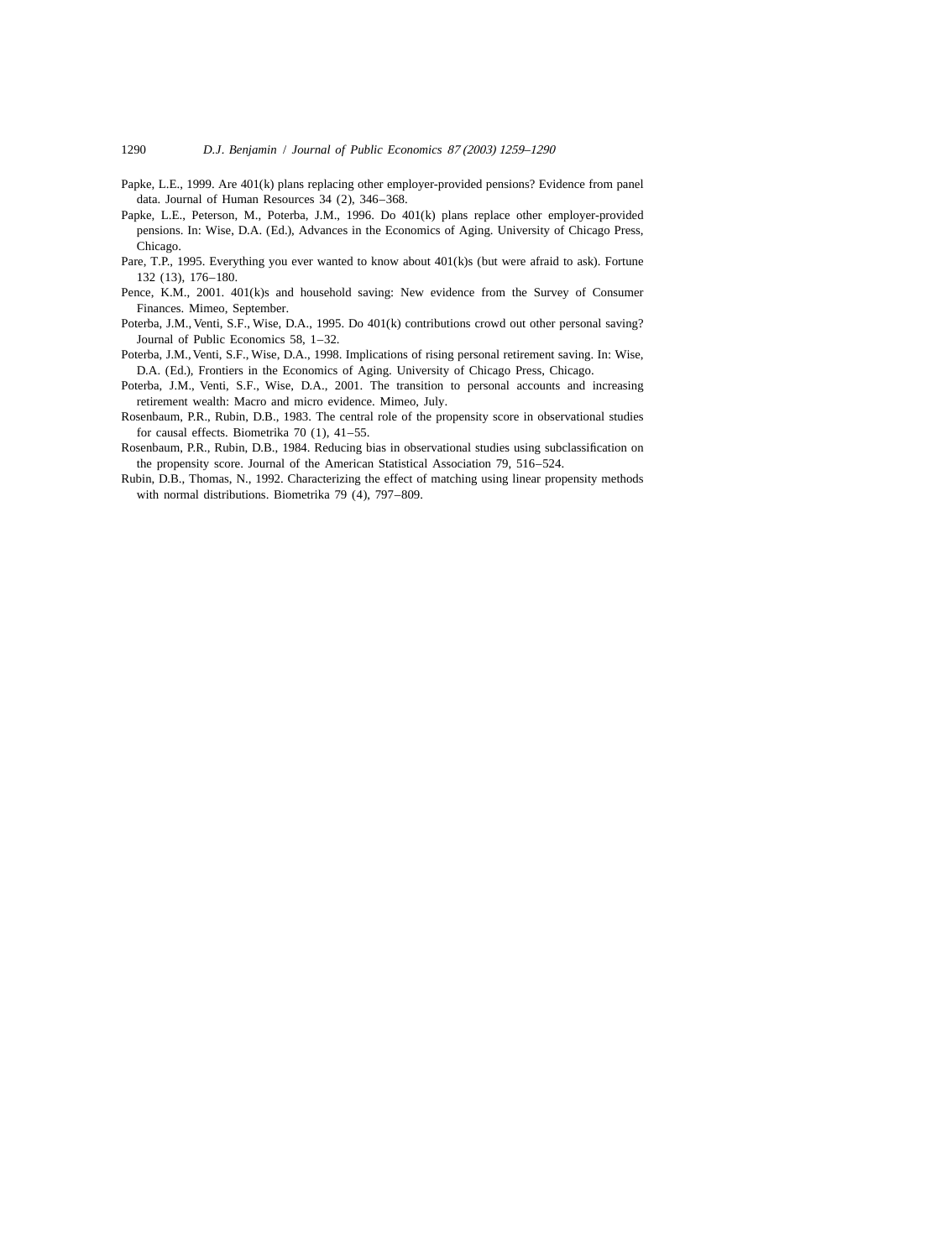Papke, L.E., 1999. Are 401(k) plans replacing other employer-provided pensions? Evidence from panel data. Journal of Human Resources 34 (2), 346–368.

Papke, L.E., Peterson, M., Poterba, J.M., 1996. Do 401(k) plans replace other employer-provided pensions. In: Wise, D.A. (Ed.), Advances in the Economics of Aging. University of Chicago Press, Chicago.

Pare, T.P., 1995. Everything you ever wanted to know about 401(k)s (but were afraid to ask). Fortune 132 (13), 176–180.

Pence, K.M., 2001. 401(k)s and household saving: New evidence from the Survey of Consumer Finances. Mimeo, September.

Poterba, J.M., Venti, S.F., Wise, D.A., 1995. Do 401(k) contributions crowd out other personal saving? Journal of Public Economics 58, 1–32.

Poterba, J.M., Venti, S.F., Wise, D.A., 1998. Implications of rising personal retirement saving. In: Wise, D.A. (Ed.), Frontiers in the Economics of Aging. University of Chicago Press, Chicago.

Poterba, J.M., Venti, S.F., Wise, D.A., 2001. The transition to personal accounts and increasing retirement wealth: Macro and micro evidence. Mimeo, July.

Rosenbaum, P.R., Rubin, D.B., 1983. The central role of the propensity score in observational studies for causal effects. Biometrika 70 (1), 41–55.

Rosenbaum, P.R., Rubin, D.B., 1984. Reducing bias in observational studies using subclassification on the propensity score. Journal of the American Statistical Association 79, 516–524.

Rubin, D.B., Thomas, N., 1992. Characterizing the effect of matching using linear propensity methods with normal distributions. Biometrika 79 (4), 797–809.